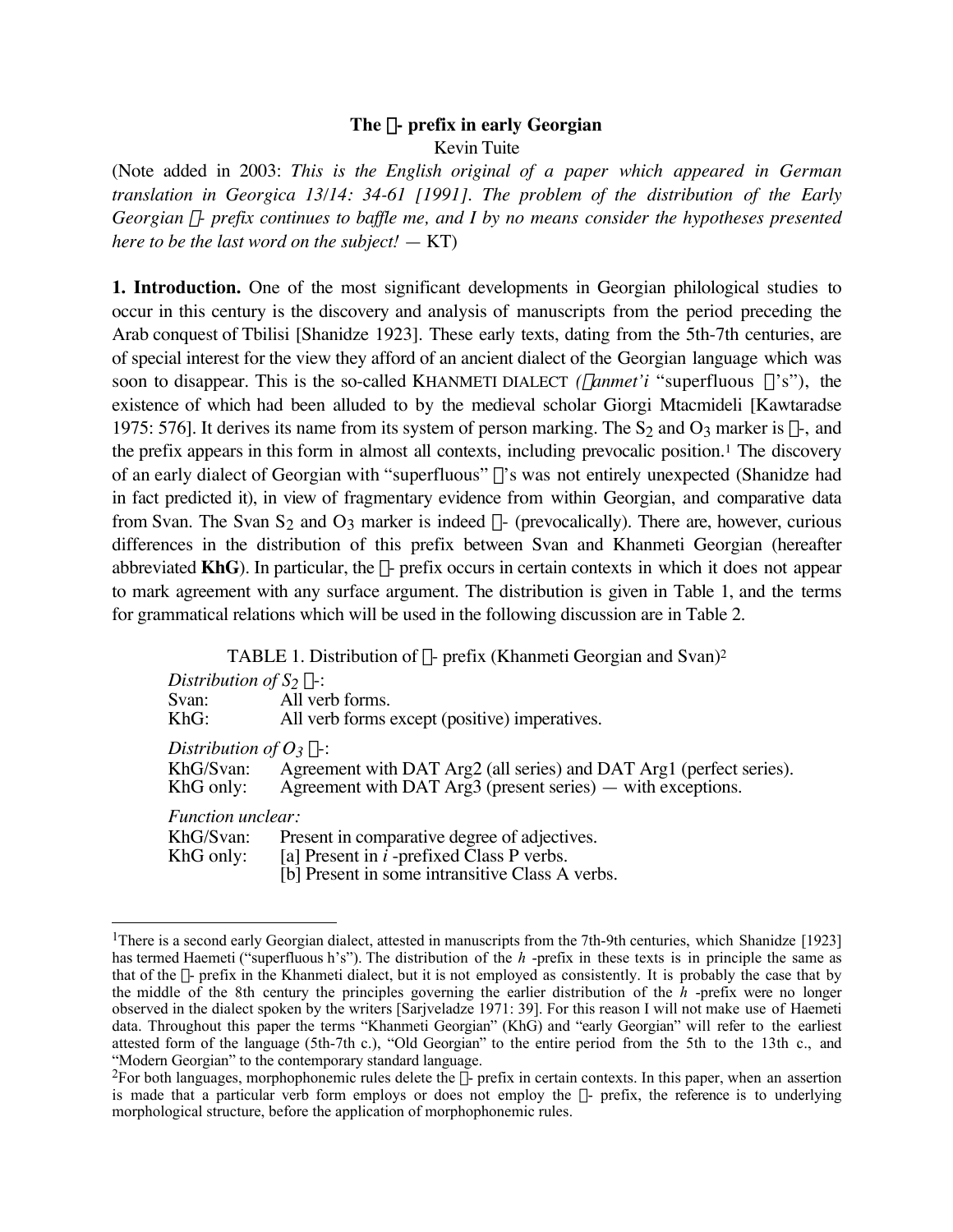# The □- prefix in early Georgian

Kevin Tuite

(Note added in 2003: *This is the English original of a paper which appeared in German translation in Georgica 13/14: 34-61 [1991]. The problem of the distribution of the Early Georgian □- prefix continues to baffle me, and I by no means consider the hypotheses presented here to be the last word on the subject!* — KT)

**1. Introduction.** One of the most significant developments in Georgian philological studies to occur in this century is the discovery and analysis of manuscripts from the period preceding the Arab conquest of Tbilisi [Shanidze 1923]. These early texts, dating from the 5th-7th centuries, are of special interest for the view they afford of an ancient dialect of the Georgian language which was soon to disappear. This is the so-called KHANMETI DIALECT (*□anmet'i* "superfluous □'s"), the existence of which had been alluded to by the medieval scholar Giorgi Mtacmideli [Kawtaradse 1975: 576]. It derives its name from its system of person marking. The $S_2$ and $O_3$ marker is □-, and the prefix appears in this form in almost all contexts, including prevocalic position.[1] The discovery of an early dialect of Georgian with "superfluous" □'s was not entirely unexpected (Shanidze had in fact predicted it), in view of fragmentary evidence from within Georgian, and comparative data from Svan. The Svan $S_2$ and $O_3$ marker is indeed □- (prevocalically). There are, however, curious differences in the distribution of this prefix between Svan and Khanmeti Georgian (hereafter abbreviated **KhG**). In particular, the □- prefix occurs in certain contexts in which it does not appear to mark agreement with any surface argument. The distribution is given in Table 1, and the terms for grammatical relations which will be used in the following discussion are in Table 2.

TABLE 1. Distribution of □- prefix (Khanmeti Georgian and Svan)[2]

| | |
|---|---|
| *Distribution of $S_2$ □-:* | |
| Svan: | All verb forms. |
| KhG: | All verb forms except (positive) imperatives. |
| *Distribution of $O_3$ □-:* | |
| KhG/Svan: | Agreement with DAT Arg2 (all series) and DAT Arg1 (perfect series). |
| KhG only: | Agreement with DAT Arg3 (present series) — with exceptions. |
| *Function unclear:* | |
| KhG/Svan: | Present in comparative degree of adjectives. |
| KhG only: | [a] Present in *i* -prefixed Class P verbs. |
| | [b] Present in some intransitive Class A verbs. |

---

[1] There is a second early Georgian dialect, attested in manuscripts from the 7th-9th centuries, which Shanidze [1923] has termed Haemeti ("superfluous h's"). The distribution of the *h* -prefix in these texts is in principle the same as that of the □- prefix in the Khanmeti dialect, but it is not employed as consistently. It is probably the case that by the middle of the 8th century the principles governing the earlier distribution of the *h* -prefix were no longer observed in the dialect spoken by the writers [Sarjveladze 1971: 39]. For this reason I will not make use of Haemeti data. Throughout this paper the terms "Khanmeti Georgian" (KhG) and "early Georgian" will refer to the earliest attested form of the language (5th-7th c.), "Old Georgian" to the entire period from the 5th to the 13th c., and "Modern Georgian" to the contemporary standard language.

[2] For both languages, morphophonemic rules delete the □- prefix in certain contexts. In this paper, when an assertion is made that a particular verb form employs or does not employ the □- prefix, the reference is to underlying morphological structure, before the application of morphophonemic rules.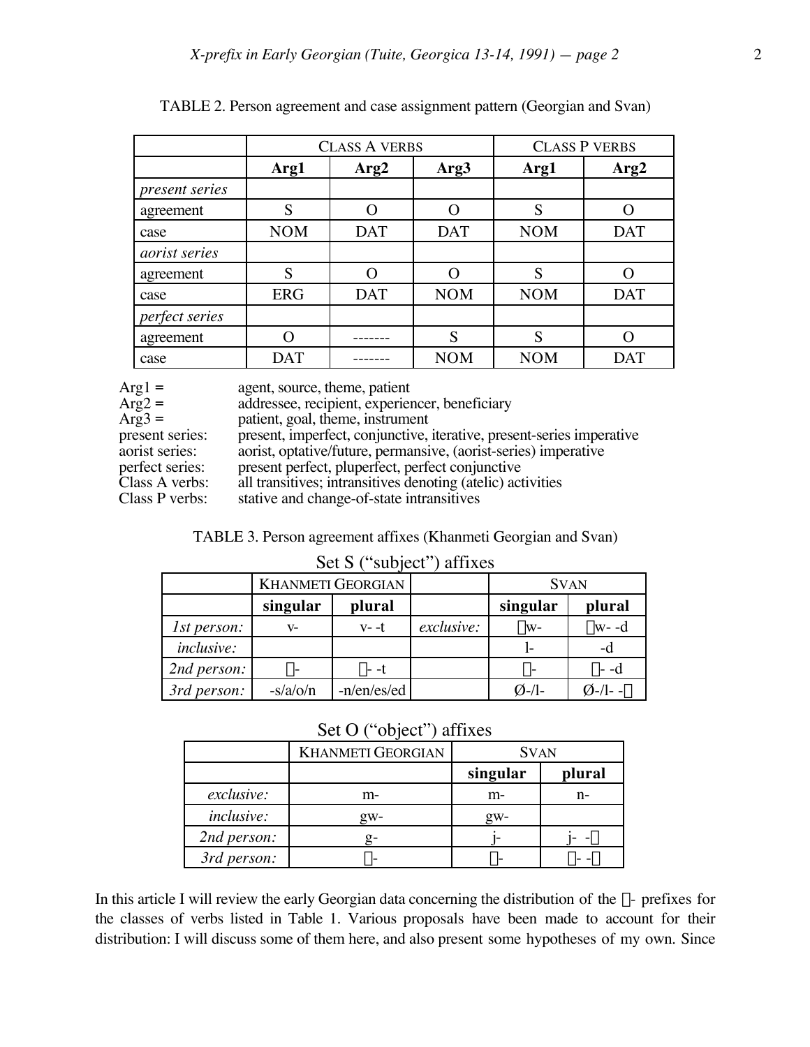TABLE 2. Person agreement and case assignment pattern (Georgian and Svan)

| | CLASS A VERBS | | | CLASS P VERBS | |
|---|---|---|---|---|---|
| | **Arg1** | **Arg2** | **Arg3** | **Arg1** | **Arg2** |
| *present series* | | | | | |
| agreement | S | O | O | S | O |
| case | NOM | DAT | DAT | NOM | DAT |
| *aorist series* | | | | | |
| agreement | S | O | O | S | O |
| case | ERG | DAT | NOM | NOM | DAT |
| *perfect series* | | | | | |
| agreement | O | ------- | S | S | O |
| case | DAT | ------- | NOM | NOM | DAT |

Arg1 = agent, source, theme, patient
Arg2 = addressee, recipient, experiencer, beneficiary
Arg3 = patient, goal, theme, instrument
present series: present, imperfect, conjunctive, iterative, present-series imperative
aorist series: aorist, optative/future, permansive, (aorist-series) imperative
perfect series: present perfect, pluperfect, perfect conjunctive
Class A verbs: all transitives; intransitives denoting (atelic) activities
Class P verbs: stative and change-of-state intransitives

TABLE 3. Person agreement affixes (Khanmeti Georgian and Svan)

Set S ("subject") affixes

| | KHANMETI GEORGIAN | | | SVAN | |
|---|---|---|---|---|---|
| | **singular** | **plural** | | **singular** | **plural** |
| *1st person:* | v- | v- -t | *exclusive:* | w- | w- -d |
| *inclusive:* | | | | l- | -d |
| *2nd person:* | - | - -t | | - | - -d |
| *3rd person:* | -s/a/o/n | -n/en/es/ed | | Ø-/l- | Ø-/l- - |

Set O ("object") affixes

| | KHANMETI GEORGIAN | SVAN | |
|---|---|---|---|
| | | **singular** | **plural** |
| *exclusive:* | m- | m- | n- |
| *inclusive:* | gw- | gw- | |
| *2nd person:* | g- | j- | j- - |
| *3rd person:* | - | - | - - |

In this article I will review the early Georgian data concerning the distribution of the - prefixes for the classes of verbs listed in Table 1. Various proposals have been made to account for their distribution: I will discuss some of them here, and also present some hypotheses of my own. Since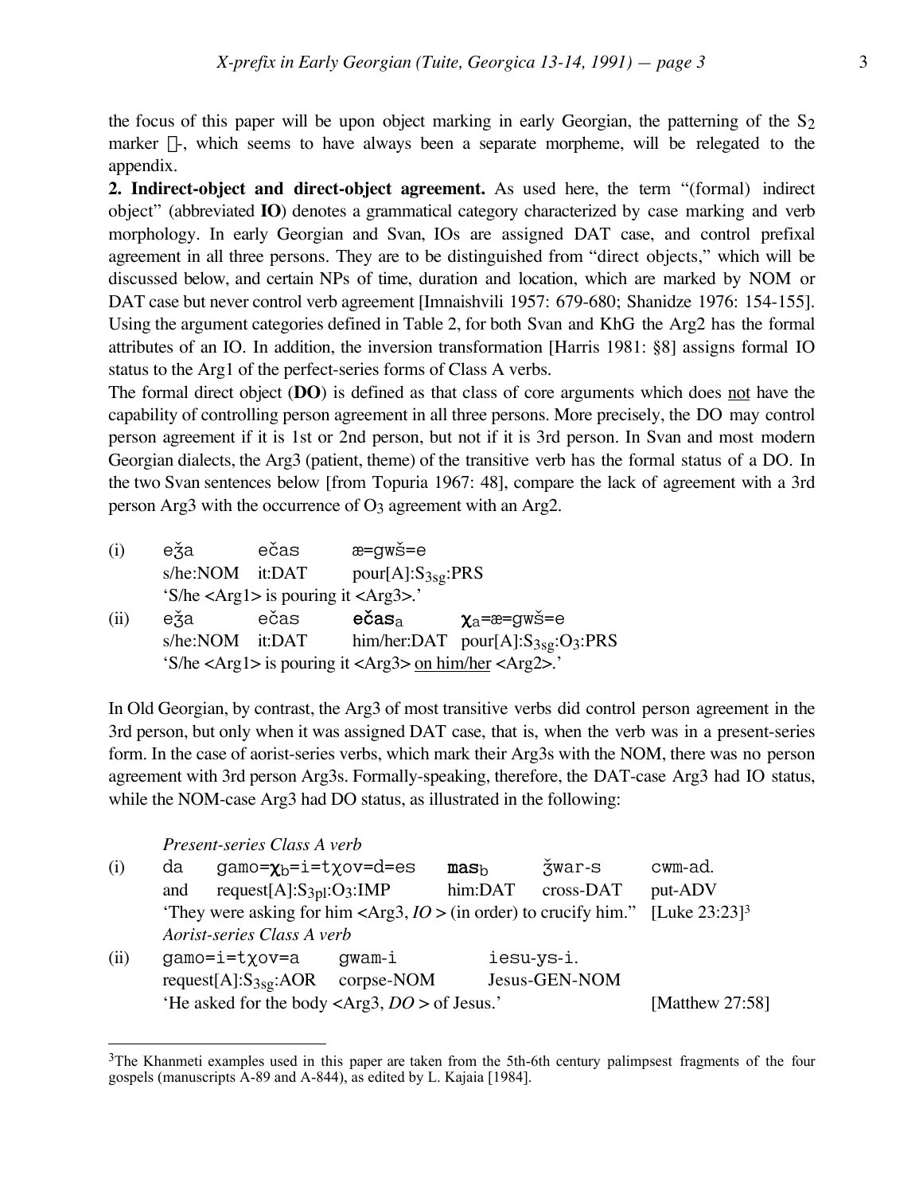the focus of this paper will be upon object marking in early Georgian, the patterning of the $S_2$ marker -, which seems to have always been a separate morpheme, will be relegated to the appendix.

**2. Indirect-object and direct-object agreement.** As used here, the term "(formal) indirect object" (abbreviated **IO**) denotes a grammatical category characterized by case marking and verb morphology. In early Georgian and Svan, IOs are assigned DAT case, and control prefixal agreement in all three persons. They are to be distinguished from "direct objects," which will be discussed below, and certain NPs of time, duration and location, which are marked by NOM or DAT case but never control verb agreement [Imnaishvili 1957: 679-680; Shanidze 1976: 154-155]. Using the argument categories defined in Table 2, for both Svan and KhG the Arg2 has the formal attributes of an IO. In addition, the inversion transformation [Harris 1981: §8] assigns formal IO status to the Arg1 of the perfect-series forms of Class A verbs.

The formal direct object (**DO**) is defined as that class of core arguments which does not have the capability of controlling person agreement in all three persons. More precisely, the DO may control person agreement if it is 1st or 2nd person, but not if it is 3rd person. In Svan and most modern Georgian dialects, the Arg3 (patient, theme) of the transitive verb has the formal status of a DO. In the two Svan sentences below [from Topuria 1967: 48], compare the lack of agreement with a 3rd person Arg3 with the occurrence of $O_3$ agreement with an Arg2.

(i) ežа ečas æ=gwš=e
s/he:NOM it:DAT pour[A]:$S_{3sg}$:PRS
'S/he <Arg1> is pouring it <Arg3>.'

(ii) ežа ečas **ečas**$_a$ **χ**$_a$=æ=gwš=e
s/he:NOM it:DAT him/her:DAT pour[A]:$S_{3sg}$:$O_3$:PRS
'S/he <Arg1> is pouring it <Arg3> on him/her <Arg2>.'

In Old Georgian, by contrast, the Arg3 of most transitive verbs did control person agreement in the 3rd person, but only when it was assigned DAT case, that is, when the verb was in a present-series form. In the case of aorist-series verbs, which mark their Arg3s with the NOM, there was no person agreement with 3rd person Arg3s. Formally-speaking, therefore, the DAT-case Arg3 had IO status, while the NOM-case Arg3 had DO status, as illustrated in the following:

*Present-series Class A verb*

(i) da gamo=**χ**$_b$=i=tχov=d=es **mas**$_b$ žwar-s cwm-ad.
and request[A]:$S_{3pl}$:$O_3$:IMP him:DAT cross-DAT put-ADV
'They were asking for him <Arg3, *IO* > (in order) to crucify him." [Luke 23:23][3]

*Aorist-series Class A verb*

(ii) gamo=i=tχov=a gwam-i iesu-ys-i.
request[A]:$S_{3sg}$:AOR corpse-NOM Jesus-GEN-NOM
'He asked for the body <Arg3, *DO* > of Jesus.' [Matthew 27:58]

---

[3]The Khanmeti examples used in this paper are taken from the 5th-6th century palimpsest fragments of the four gospels (manuscripts A-89 and A-844), as edited by L. Kajaia [1984].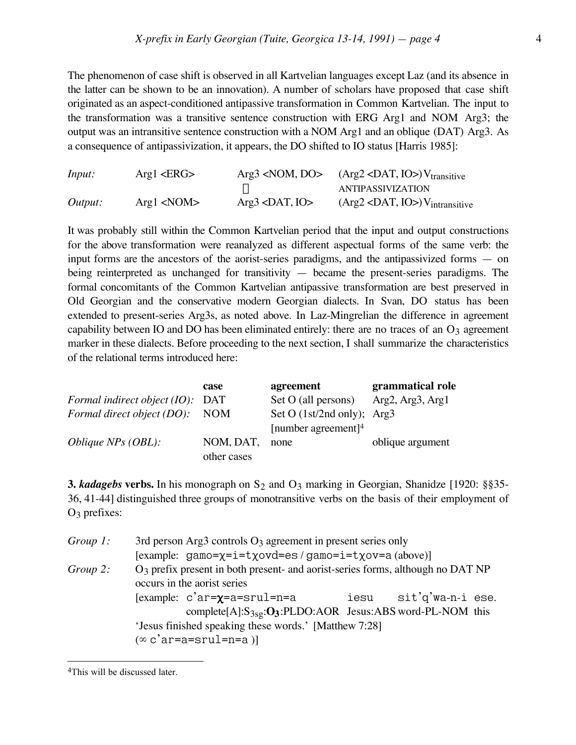The phenomenon of case shift is observed in all Kartvelian languages except Laz (and its absence in the latter can be shown to be an innovation). A number of scholars have proposed that case shift originated as an aspect-conditioned antipassive transformation in Common Kartvelian. The input to the transformation was a transitive sentence construction with ERG Arg1 and NOM Arg3; the output was an intransitive sentence construction with a NOM Arg1 and an oblique (DAT) Arg3. As a consequence of antipassivization, it appears, the DO shifted to IO status [Harris 1985]:

| | | | |
|---|---|---|---|
| *Input:* | Arg1 <ERG> | Arg3 <NOM, DO> | (Arg2 <DAT, IO>) $V_{transitive}$ |
| | | ↓ | ANTIPASSIVIZATION |
| *Output:* | Arg1 <NOM> | Arg3 <DAT, IO> | (Arg2 <DAT, IO>) $V_{intransitive}$ |

It was probably still within the Common Kartvelian period that the input and output constructions for the above transformation were reanalyzed as different aspectual forms of the same verb: the input forms are the ancestors of the aorist-series paradigms, and the antipassivized forms — on being reinterpreted as unchanged for transitivity — became the present-series paradigms. The formal concomitants of the Common Kartvelian antipassive transformation are best preserved in Old Georgian and the conservative modern Georgian dialects. In Svan, DO status has been extended to present-series Arg3s, as noted above. In Laz-Mingrelian the difference in agreement capability between IO and DO has been eliminated entirely: there are no traces of an $O_3$ agreement marker in these dialects. Before proceeding to the next section, I shall summarize the characteristics of the relational terms introduced here:

| | **case** | **agreement** | **grammatical role** |
|---|---|---|---|
| *Formal indirect object (IO):* | DAT | Set O (all persons) | Arg2, Arg3, Arg1 |
| *Formal direct object (DO):* | NOM | Set O (1st/2nd only); [number agreement][4] | Arg3 |
| *Oblique NPs (OBL):* | NOM, DAT, other cases | none | oblique argument |

**3. *kadagebs* verbs.** In his monograph on $S_2$ and $O_3$ marking in Georgian, Shanidze [1920: §§35-36, 41-44] distinguished three groups of monotransitive verbs on the basis of their employment of $O_3$ prefixes:

*Group 1:* 3rd person Arg3 controls $O_3$ agreement in present series only
[example: `gamo=χ=i=tχovd=es / gamo=i=tχov=a` (above)]

*Group 2:* $O_3$ prefix present in both present- and aorist-series forms, although no DAT NP occurs in the aorist series
[example: `c'ar=`**`χ`**`=a=srul=n=a` `iesu` `sit'q'wa-n-i ese.`
complete[A]:$S_{3sg}$:**$O_3$**:PLDO:AOR Jesus:ABS word-PL-NOM this
'Jesus finished speaking these words.' [Matthew 7:28]
(∝ `c'ar=a=srul=n=a` )]

[4] This will be discussed later.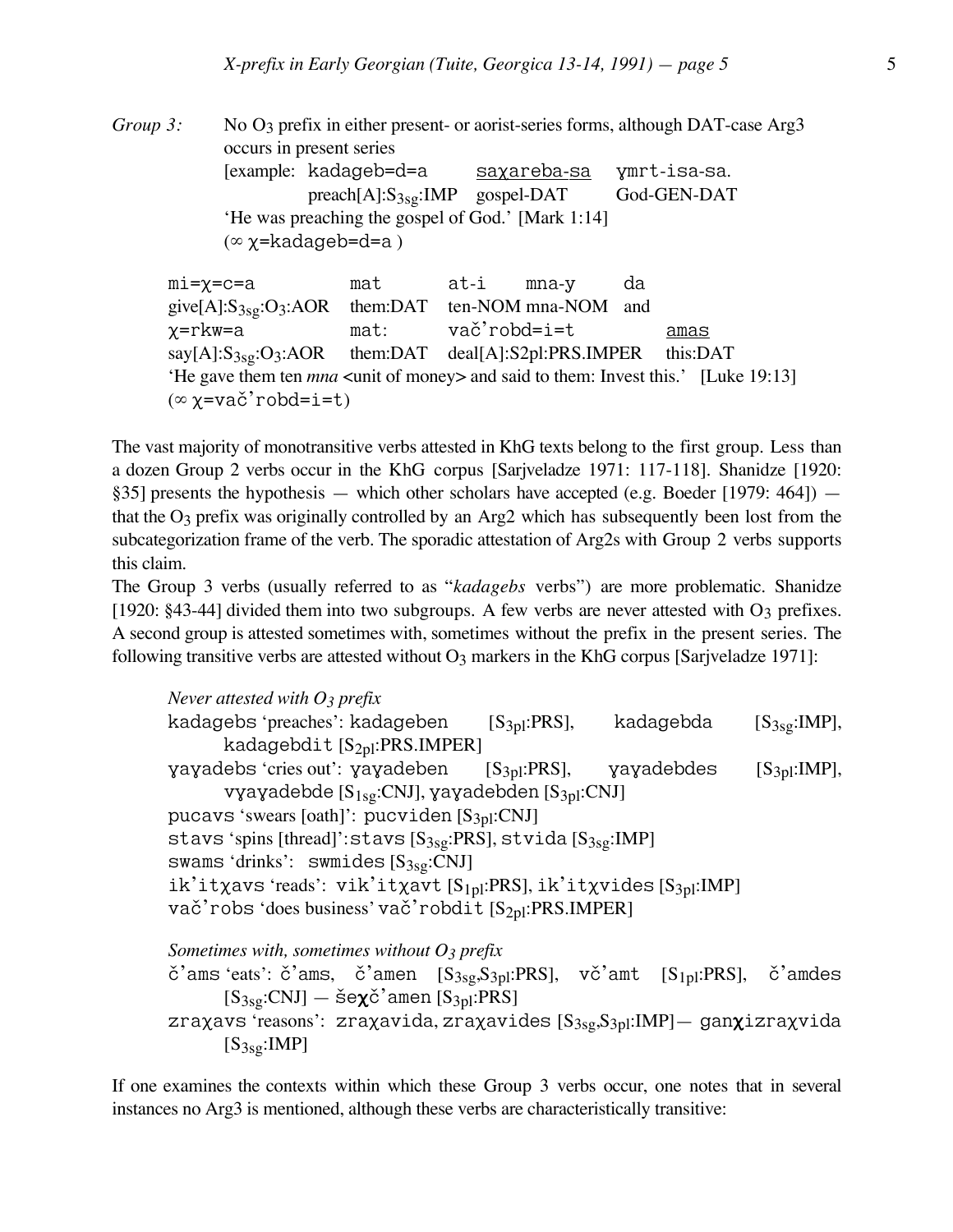*Group 3:* No $O_3$ prefix in either present- or aorist-series forms, although DAT-case Arg3 occurs in present series

[example: kadageb=d=a <u>saχareba-sa</u> ɣmrt-isa-sa.
preach[A]:$S_{3sg}$:IMP gospel-DAT God-GEN-DAT
'He was preaching the gospel of God.' [Mark 1:14]
(∞ χ=kadageb=d=a )

mi=χ=c=a mat at-i mna-ɣ da
give[A]:$S_{3sg}$:$O_3$:AOR them:DAT ten-NOM mna-NOM and
χ=rkw=a mat: vač'robd=i=t <u>amas</u>
say[A]:$S_{3sg}$:$O_3$:AOR them:DAT deal[A]:S2pl:PRS.IMPER this:DAT
'He gave them ten *mna* <unit of money> and said to them: Invest this.' [Luke 19:13]
(∞ χ=vač'robd=i=t)

The vast majority of monotransitive verbs attested in KhG texts belong to the first group. Less than a dozen Group 2 verbs occur in the KhG corpus [Sarjveladze 1971: 117-118]. Shanidze [1920: §35] presents the hypothesis — which other scholars have accepted (e.g. Boeder [1979: 464]) — that the $O_3$ prefix was originally controlled by an Arg2 which has subsequently been lost from the subcategorization frame of the verb. The sporadic attestation of Arg2s with Group 2 verbs supports this claim.

The Group 3 verbs (usually referred to as "*kadagebs* verbs") are more problematic. Shanidze [1920: §43-44] divided them into two subgroups. A few verbs are never attested with $O_3$ prefixes. A second group is attested sometimes with, sometimes without the prefix in the present series. The following transitive verbs are attested without $O_3$ markers in the KhG corpus [Sarjveladze 1971]:

*Never attested with $O_3$ prefix*
kadagebs 'preaches': kadageben [$S_{3pl}$:PRS], kadagebda [$S_{3sg}$:IMP], kadagebdit [$S_{2pl}$:PRS.IMPER]
ɣaɣadebs 'cries out': ɣaɣadeben [$S_{3pl}$:PRS], ɣaɣadebdes [$S_{3pl}$:IMP], vɣaɣadebde [$S_{1sg}$:CNJ], ɣaɣadebden [$S_{3pl}$:CNJ]
pucavs 'swears [oath]': pucviden [$S_{3pl}$:CNJ]
stavs 'spins [thread]': stavs [$S_{3sg}$:PRS], stvida [$S_{3sg}$:IMP]
swams 'drinks': swmides [$S_{3sg}$:CNJ]
ik'itχavs 'reads': vik'itχavt [$S_{1pl}$:PRS], ik'itχvides [$S_{3pl}$:IMP]
vač'robs 'does business' vač'robdit [$S_{2pl}$:PRS.IMPER]

*Sometimes with, sometimes without $O_3$ prefix*
č'ams 'eats': č'ams, č'amen [$S_{3sg}$,$S_{3pl}$:PRS], vč'amt [$S_{1pl}$:PRS], č'amdes [$S_{3sg}$:CNJ] — še**χ**č'amen [$S_{3pl}$:PRS]
zraχavs 'reasons': zraχavida, zraχavides [$S_{3sg}$,$S_{3pl}$:IMP]— gan**χ**izraχvida [$S_{3sg}$:IMP]

If one examines the contexts within which these Group 3 verbs occur, one notes that in several instances no Arg3 is mentioned, although these verbs are characteristically transitive: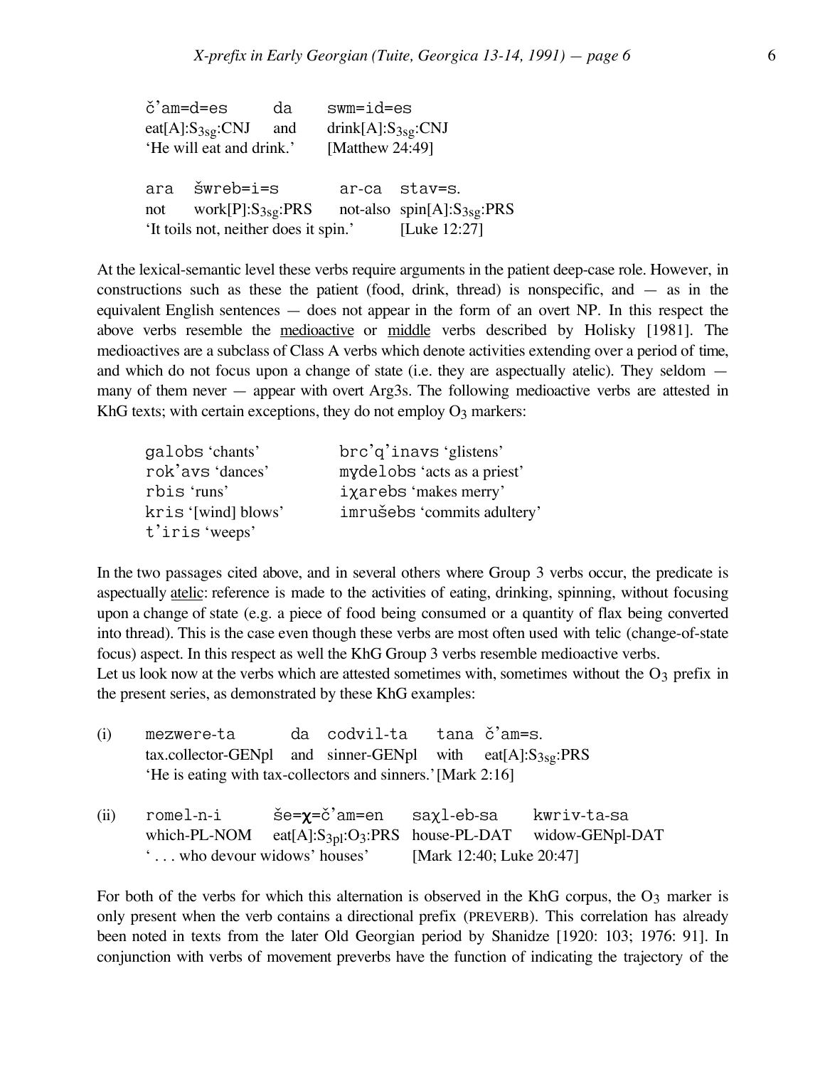č'am=d=es da swm=id=es
eat[A]:$S_{3sg}$:CNJ and drink[A]:$S_{3sg}$:CNJ
'He will eat and drink.' [Matthew 24:49]

ara šwreb=i=s ar-ca stav=s.
not work[P]:$S_{3sg}$:PRS not-also spin[A]:$S_{3sg}$:PRS
'It toils not, neither does it spin.' [Luke 12:27]

At the lexical-semantic level these verbs require arguments in the patient deep-case role. However, in constructions such as these the patient (food, drink, thread) is nonspecific, and — as in the equivalent English sentences — does not appear in the form of an overt NP. In this respect the above verbs resemble the medioactive or middle verbs described by Holisky [1981]. The medioactives are a subclass of Class A verbs which denote activities extending over a period of time, and which do not focus upon a change of state (i.e. they are aspectually atelic). They seldom — many of them never — appear with overt Arg3s. The following medioactive verbs are attested in KhG texts; with certain exceptions, they do not employ $O_3$ markers:

| | |
|---|---|
| galobs 'chants' | brc'q'inavs 'glistens' |
| rok'avs 'dances' | mɣdelobs 'acts as a priest' |
| rbis 'runs' | iχarebs 'makes merry' |
| kris '[wind] blows' | imrušebs 'commits adultery' |
| t'iris 'weeps' | |

In the two passages cited above, and in several others where Group 3 verbs occur, the predicate is aspectually atelic: reference is made to the activities of eating, drinking, spinning, without focusing upon a change of state (e.g. a piece of food being consumed or a quantity of flax being converted into thread). This is the case even though these verbs are most often used with telic (change-of-state focus) aspect. In this respect as well the KhG Group 3 verbs resemble medioactive verbs.
Let us look now at the verbs which are attested sometimes with, sometimes without the $O_3$ prefix in the present series, as demonstrated by these KhG examples:

(i) mezwere-ta da codvil-ta tana č'am=s.
tax.collector-GENpl and sinner-GENpl with eat[A]:$S_{3sg}$:PRS
'He is eating with tax-collectors and sinners.' [Mark 2:16]

(ii) romel-n-i še=**χ**=č'am=en saχl-eb-sa kwriv-ta-sa
which-PL-NOM eat[A]:$S_{3pl}$:$O_3$:PRS house-PL-DAT widow-GENpl-DAT
'. . . who devour widows' houses' [Mark 12:40; Luke 20:47]

For both of the verbs for which this alternation is observed in the KhG corpus, the $O_3$ marker is only present when the verb contains a directional prefix (PREVERB). This correlation has already been noted in texts from the later Old Georgian period by Shanidze [1920: 103; 1976: 91]. In conjunction with verbs of movement preverbs have the function of indicating the trajectory of the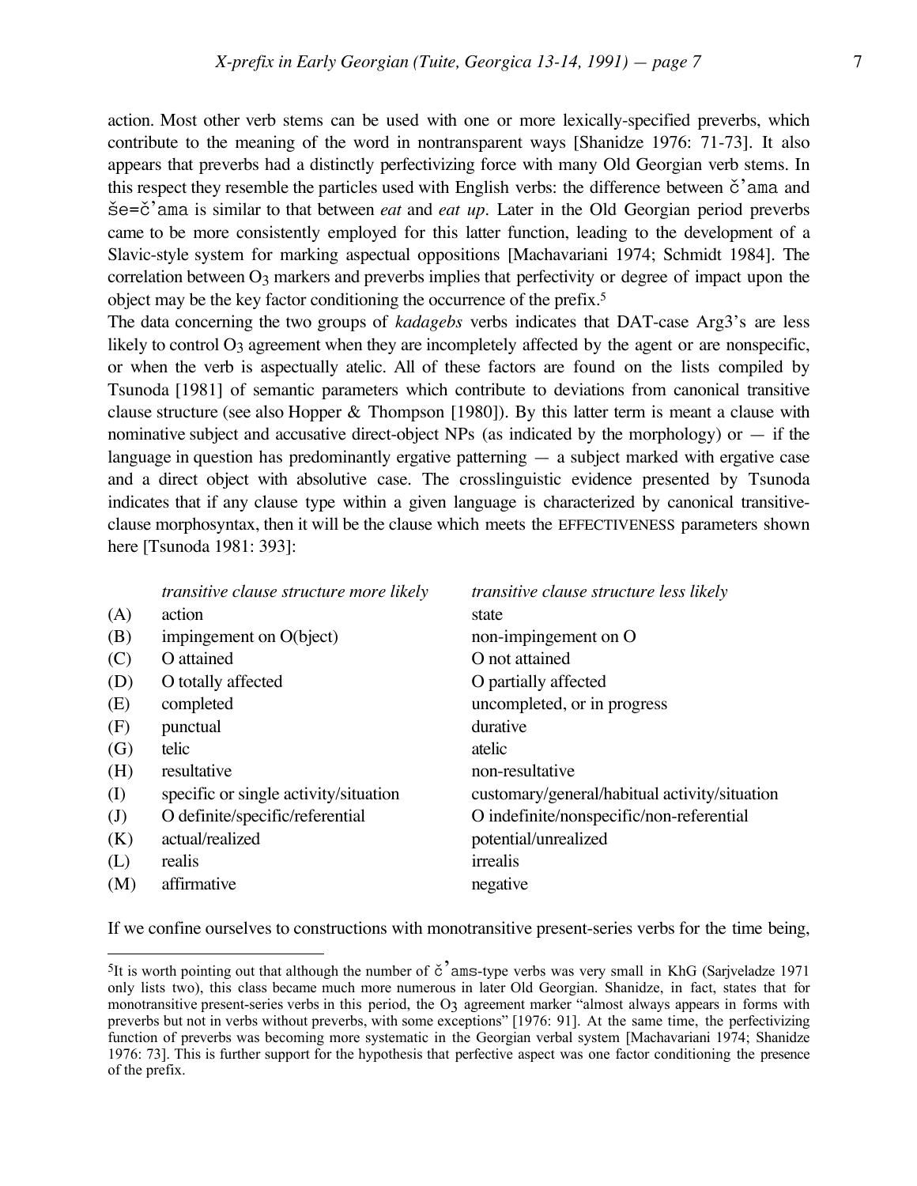action. Most other verb stems can be used with one or more lexically-specified preverbs, which contribute to the meaning of the word in nontransparent ways [Shanidze 1976: 71-73]. It also appears that preverbs had a distinctly perfectivizing force with many Old Georgian verb stems. In this respect they resemble the particles used with English verbs: the difference between č'ama and še=č'ama is similar to that between *eat* and *eat up*. Later in the Old Georgian period preverbs came to be more consistently employed for this latter function, leading to the development of a Slavic-style system for marking aspectual oppositions [Machavariani 1974; Schmidt 1984]. The correlation between $O_3$ markers and preverbs implies that perfectivity or degree of impact upon the object may be the key factor conditioning the occurrence of the prefix.[5]

The data concerning the two groups of *kadagebs* verbs indicates that DAT-case Arg3's are less likely to control $O_3$ agreement when they are incompletely affected by the agent or are nonspecific, or when the verb is aspectually atelic. All of these factors are found on the lists compiled by Tsunoda [1981] of semantic parameters which contribute to deviations from canonical transitive clause structure (see also Hopper & Thompson [1980]). By this latter term is meant a clause with nominative subject and accusative direct-object NPs (as indicated by the morphology) or — if the language in question has predominantly ergative patterning — a subject marked with ergative case and a direct object with absolutive case. The crosslinguistic evidence presented by Tsunoda indicates that if any clause type within a given language is characterized by canonical transitive-clause morphosyntax, then it will be the clause which meets the EFFECTIVENESS parameters shown here [Tsunoda 1981: 393]:

| | *transitive clause structure more likely* | *transitive clause structure less likely* |
|---|---|---|
| (A) | action | state |
| (B) | impingement on O(bject) | non-impingement on O |
| (C) | O attained | O not attained |
| (D) | O totally affected | O partially affected |
| (E) | completed | uncompleted, or in progress |
| (F) | punctual | durative |
| (G) | telic | atelic |
| (H) | resultative | non-resultative |
| (I) | specific or single activity/situation | customary/general/habitual activity/situation |
| (J) | O definite/specific/referential | O indefinite/nonspecific/non-referential |
| (K) | actual/realized | potential/unrealized |
| (L) | realis | irrealis |
| (M) | affirmative | negative |

If we confine ourselves to constructions with monotransitive present-series verbs for the time being,

[5]It is worth pointing out that although the number of č'ams-type verbs was very small in KhG (Sarjveladze 1971 only lists two), this class became much more numerous in later Old Georgian. Shanidze, in fact, states that for monotransitive present-series verbs in this period, the $O_3$ agreement marker "almost always appears in forms with preverbs but not in verbs without preverbs, with some exceptions" [1976: 91]. At the same time, the perfectivizing function of preverbs was becoming more systematic in the Georgian verbal system [Machavariani 1974; Shanidze 1976: 73]. This is further support for the hypothesis that perfective aspect was one factor conditioning the presence of the prefix.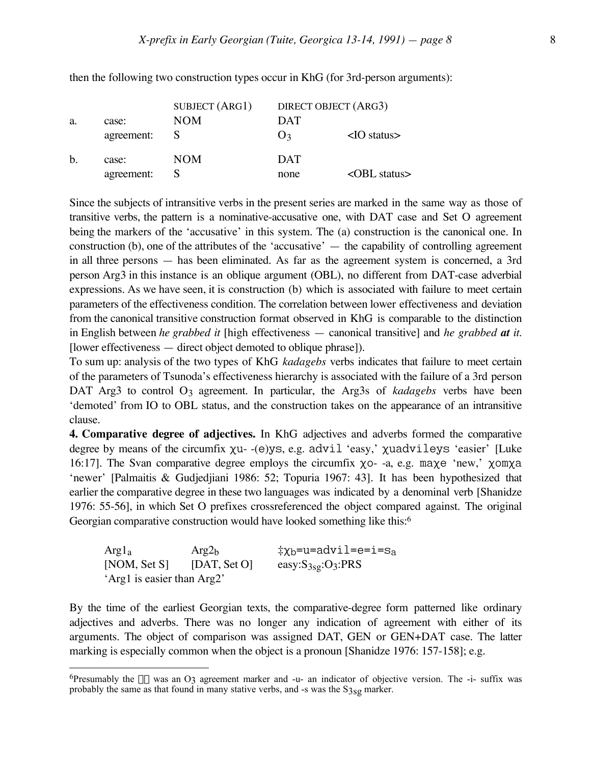then the following two construction types occur in KhG (for 3rd-person arguments):

| | | SUBJECT (ARG1) | DIRECT OBJECT (ARG3) | |
|---|---|---|---|---|
| a. | case: | NOM | DAT | |
| | agreement: | S | $O_3$ | <IO status> |
| b. | case: | NOM | DAT | |
| | agreement: | S | none | <OBL status> |

Since the subjects of intransitive verbs in the present series are marked in the same way as those of transitive verbs, the pattern is a nominative-accusative one, with DAT case and Set O agreement being the markers of the 'accusative' in this system. The (a) construction is the canonical one. In construction (b), one of the attributes of the 'accusative' — the capability of controlling agreement in all three persons — has been eliminated. As far as the agreement system is concerned, a 3rd person Arg3 in this instance is an oblique argument (OBL), no different from DAT-case adverbial expressions. As we have seen, it is construction (b) which is associated with failure to meet certain parameters of the effectiveness condition. The correlation between lower effectiveness and deviation from the canonical transitive construction format observed in KhG is comparable to the distinction in English between *he grabbed it* [high effectiveness — canonical transitive] and *he grabbed* ***at*** *it.* [lower effectiveness — direct object demoted to oblique phrase]).

To sum up: analysis of the two types of KhG *kadagebs* verbs indicates that failure to meet certain of the parameters of Tsunoda's effectiveness hierarchy is associated with the failure of a 3rd person DAT Arg3 to control $O_3$ agreement. In particular, the Arg3s of *kadagebs* verbs have been 'demoted' from IO to OBL status, and the construction takes on the appearance of an intransitive clause.

**4. Comparative degree of adjectives.** In KhG adjectives and adverbs formed the comparative degree by means of the circumfix χu- -(e)ys, e.g. advil 'easy,' χuadvileys 'easier' [Luke 16:17]. The Svan comparative degree employs the circumfix χo- -a, e.g. maχe 'new,' χomχa 'newer' [Palmaitis & Gudjedjiani 1986: 52; Topuria 1967: 43]. It has been hypothesized that earlier the comparative degree in these two languages was indicated by a denominal verb [Shanidze 1976: 55-56], in which Set O prefixes crossreferenced the object compared against. The original Georgian comparative construction would have looked something like this:[6]

| $Arg1_a$ | $Arg2_b$ | ‡$χ_b$=u=advil=e=i=$s_a$ |
|---|---|---|
| [NOM, Set S] | [DAT, Set O] | easy:$S_{3sg}$:$O_3$:PRS |

'Arg1 is easier than Arg2'

By the time of the earliest Georgian texts, the comparative-degree form patterned like ordinary adjectives and adverbs. There was no longer any indication of agreement with either of its arguments. The object of comparison was assigned DAT, GEN or GEN+DAT case. The latter marking is especially common when the object is a pronoun [Shanidze 1976: 157-158]; e.g.

[6]Presumably the χ was an $O_3$ agreement marker and -u- an indicator of objective version. The -i- suffix was probably the same as that found in many stative verbs, and -s was the $S_{3sg}$ marker.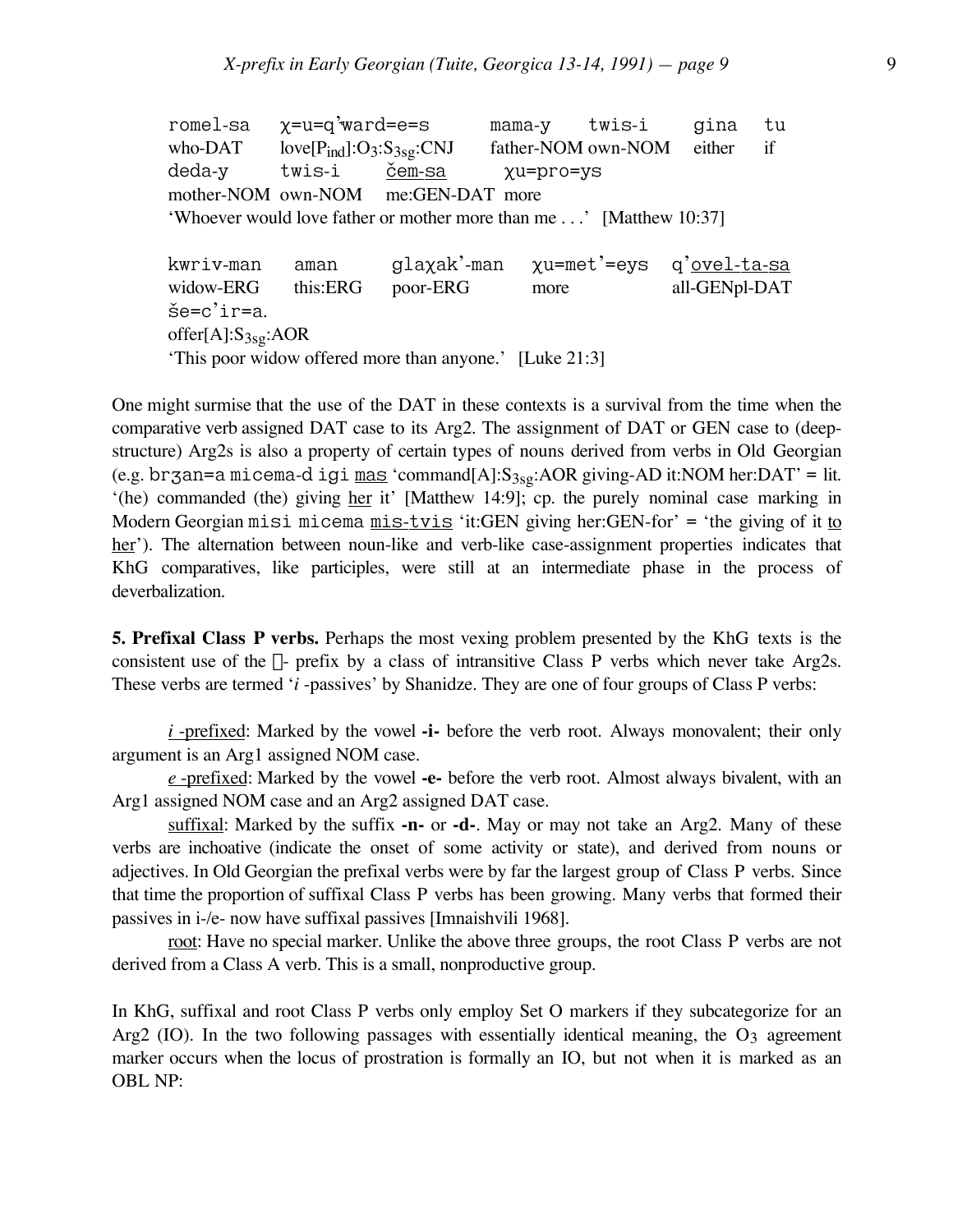```
romel-sa      χ=u=q'ward=e=s        mama-y     twis-i      gina    tu
who-DAT       love[Pind]:O3:S3sg:CNJ   father-NOM own-NOM   either   if
deda-y        twis-i      čem-sa      χu=pro=ys
mother-NOM  own-NOM    me:GEN-DAT  more
```

'Whoever would love father or mother more than me . . .' [Matthew 10:37]

```
kwriv-man     aman      glaχak'-man     χu=met'=eys    q'ovel-ta-sa
widow-ERG     this:ERG  poor-ERG        more           all-GENpl-DAT
še=c'ir=a.
offer[A]:S3sg:AOR
```

'This poor widow offered more than anyone.' [Luke 21:3]

One might surmise that the use of the DAT in these contexts is a survival from the time when the comparative verb assigned DAT case to its Arg2. The assignment of DAT or GEN case to (deep-structure) Arg2s is also a property of certain types of nouns derived from verbs in Old Georgian (e.g. brʒan=a micema-d igi mas 'command[A]:$S_{3sg}$:AOR giving-AD it:NOM her:DAT' = lit. '(he) commanded (the) giving her it' [Matthew 14:9]; cp. the purely nominal case marking in Modern Georgian misi micema mis-tvis 'it:GEN giving her:GEN-for' = 'the giving of it to her'). The alternation between noun-like and verb-like case-assignment properties indicates that KhG comparatives, like participles, were still at an intermediate phase in the process of deverbalization.

**5. Prefixal Class P verbs.** Perhaps the most vexing problem presented by the KhG texts is the consistent use of the χ- prefix by a class of intransitive Class P verbs which never take Arg2s. These verbs are termed '*i* -passives' by Shanidze. They are one of four groups of Class P verbs:

*i* -prefixed: Marked by the vowel **-i-** before the verb root. Always monovalent; their only argument is an Arg1 assigned NOM case.

*e* -prefixed: Marked by the vowel **-e-** before the verb root. Almost always bivalent, with an Arg1 assigned NOM case and an Arg2 assigned DAT case.

suffixal: Marked by the suffix **-n-** or **-d-**. May or may not take an Arg2. Many of these verbs are inchoative (indicate the onset of some activity or state), and derived from nouns or adjectives. In Old Georgian the prefixal verbs were by far the largest group of Class P verbs. Since that time the proportion of suffixal Class P verbs has been growing. Many verbs that formed their passives in i-/e- now have suffixal passives [Imnaishvili 1968].

root: Have no special marker. Unlike the above three groups, the root Class P verbs are not derived from a Class A verb. This is a small, nonproductive group.

In KhG, suffixal and root Class P verbs only employ Set O markers if they subcategorize for an Arg2 (IO). In the two following passages with essentially identical meaning, the $O_3$ agreement marker occurs when the locus of prostration is formally an IO, but not when it is marked as an OBL NP: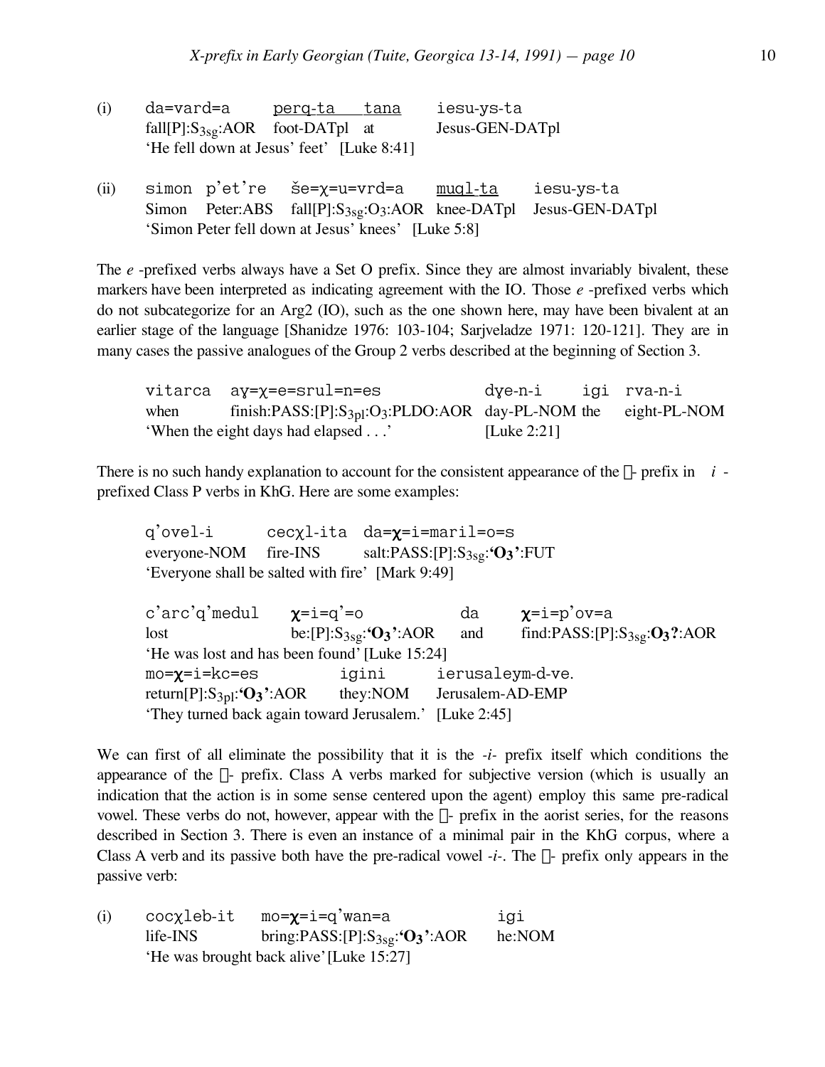(i) da=vard=a    perq-ta  tana    iesu-ys-ta
fall[P]:$S_{3sg}$:AOR   foot-DATpl   at   Jesus-GEN-DATpl
'He fell down at Jesus' feet'  [Luke 8:41]

(ii) simon p'et're   še=χ=u=vrd=a    muql-ta    iesu-ys-ta
Simon   Peter:ABS   fall[P]:$S_{3sg}$:$O_3$:AOR   knee-DATpl   Jesus-GEN-DATpl
'Simon Peter fell down at Jesus' knees'  [Luke 5:8]

The *e* -prefixed verbs always have a Set O prefix. Since they are almost invariably bivalent, these markers have been interpreted as indicating agreement with the IO. Those *e* -prefixed verbs which do not subcategorize for an Arg2 (IO), such as the one shown here, may have been bivalent at an earlier stage of the language [Shanidze 1976: 103-104; Sarjveladze 1971: 120-121]. They are in many cases the passive analogues of the Group 2 verbs described at the beginning of Section 3.

vitarca   aɣ=χ=e=srul=n=es    dɣe-n-i   igi   rva-n-i
when   finish:PASS:[P]:$S_{3pl}$:$O_3$:PLDO:AOR   day-PL-NOM   the   eight-PL-NOM
'When the eight days had elapsed . . .'   [Luke 2:21]

There is no such handy explanation to account for the consistent appearance of the χ- prefix in *i* -prefixed Class P verbs in KhG. Here are some examples:

q'ovel-i   cecχl-ita   da=**χ**=i=maril=o=s
everyone-NOM   fire-INS   salt:PASS:[P]:$S_{3sg}$:**'$O_3$'**:FUT
'Everyone shall be salted with fire'  [Mark 9:49]

c'arc'q'medul   **χ**=i=q'=o   da   **χ**=i=p'ov=a
lost   be:[P]:$S_{3sg}$:**'$O_3$'**:AOR   and   find:PASS:[P]:$S_{3sg}$:**$O_3$?**:AOR
'He was lost and has been found' [Luke 15:24]

mo=**χ**=i=kc=es   igini   ierusaleym-d-ve.
return[P]:$S_{3pl}$:**'$O_3$'**:AOR   they:NOM   Jerusalem-AD-EMP
'They turned back again toward Jerusalem.'  [Luke 2:45]

We can first of all eliminate the possibility that it is the *-i-* prefix itself which conditions the appearance of the χ- prefix. Class A verbs marked for subjective version (which is usually an indication that the action is in some sense centered upon the agent) employ this same pre-radical vowel. These verbs do not, however, appear with the χ- prefix in the aorist series, for the reasons described in Section 3. There is even an instance of a minimal pair in the KhG corpus, where a Class A verb and its passive both have the pre-radical vowel *-i-*. The χ- prefix only appears in the passive verb:

(i) cocχleb-it   mo=**χ**=i=q'wan=a   igi
life-INS   bring:PASS:[P]:$S_{3sg}$:**'$O_3$'**:AOR   he:NOM
'He was brought back alive' [Luke 15:27]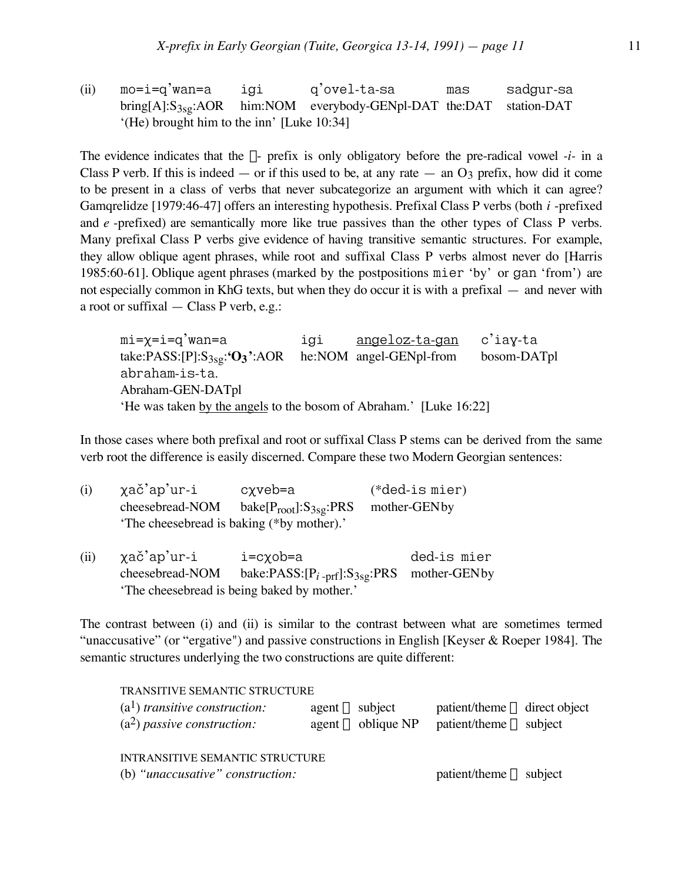(ii) mo=i=q'wan=a igi q'ovel-ta-sa mas sadgur-sa
bring[A]:$S_{3sg}$:AOR him:NOM everybody-GENpl-DAT the:DAT station-DAT
'(He) brought him to the inn' [Luke 10:34]

The evidence indicates that the - prefix is only obligatory before the pre-radical vowel *-i-* in a Class P verb. If this is indeed — or if this used to be, at any rate — an $O_3$ prefix, how did it come to be present in a class of verbs that never subcategorize an argument with which it can agree? Gamqrelidze [1979:46-47] offers an interesting hypothesis. Prefixal Class P verbs (both *i* -prefixed and *e* -prefixed) are semantically more like true passives than the other types of Class P verbs. Many prefixal Class P verbs give evidence of having transitive semantic structures. For example, they allow oblique agent phrases, while root and suffixal Class P verbs almost never do [Harris 1985:60-61]. Oblique agent phrases (marked by the postpositions mier 'by' or gan 'from') are not especially common in KhG texts, but when they do occur it is with a prefixal — and never with a root or suffixal — Class P verb, e.g.:

mi=χ=i=q'wan=a igi <u>angeloz-ta-gan</u> c'iaɣ-ta
take:PASS:[P]:$S_{3sg}$:**'$O_3$'**:AOR he:NOM angel-GENpl-from bosom-DATpl
abraham-is-ta.
Abraham-GEN-DATpl
'He was taken <u>by the angels</u> to the bosom of Abraham.' [Luke 16:22]

In those cases where both prefixal and root or suffixal Class P stems can be derived from the same verb root the difference is easily discerned. Compare these two Modern Georgian sentences:

(i) χač'ap'ur-i cχveb=a (*ded-is mier)
cheesebread-NOM bake[$P_{root}$]:$S_{3sg}$:PRS mother-GEN by
'The cheesebread is baking (*by mother).'

(ii) χač'ap'ur-i i=cχob=a ded-is mier
cheesebread-NOM bake:PASS:[$P_{i\text{-prf}}$]:$S_{3sg}$:PRS mother-GEN by
'The cheesebread is being baked by mother.'

The contrast between (i) and (ii) is similar to the contrast between what are sometimes termed "unaccusative" (or "ergative") and passive constructions in English [Keyser & Roeper 1984]. The semantic structures underlying the two constructions are quite different:

TRANSITIVE SEMANTIC STRUCTURE
($a^1$) *transitive construction:* agent subject patient/theme direct object
($a^2$) *passive construction:* agent oblique NP patient/theme subject

INTRANSITIVE SEMANTIC STRUCTURE
(b) *"unaccusative" construction:* patient/theme subject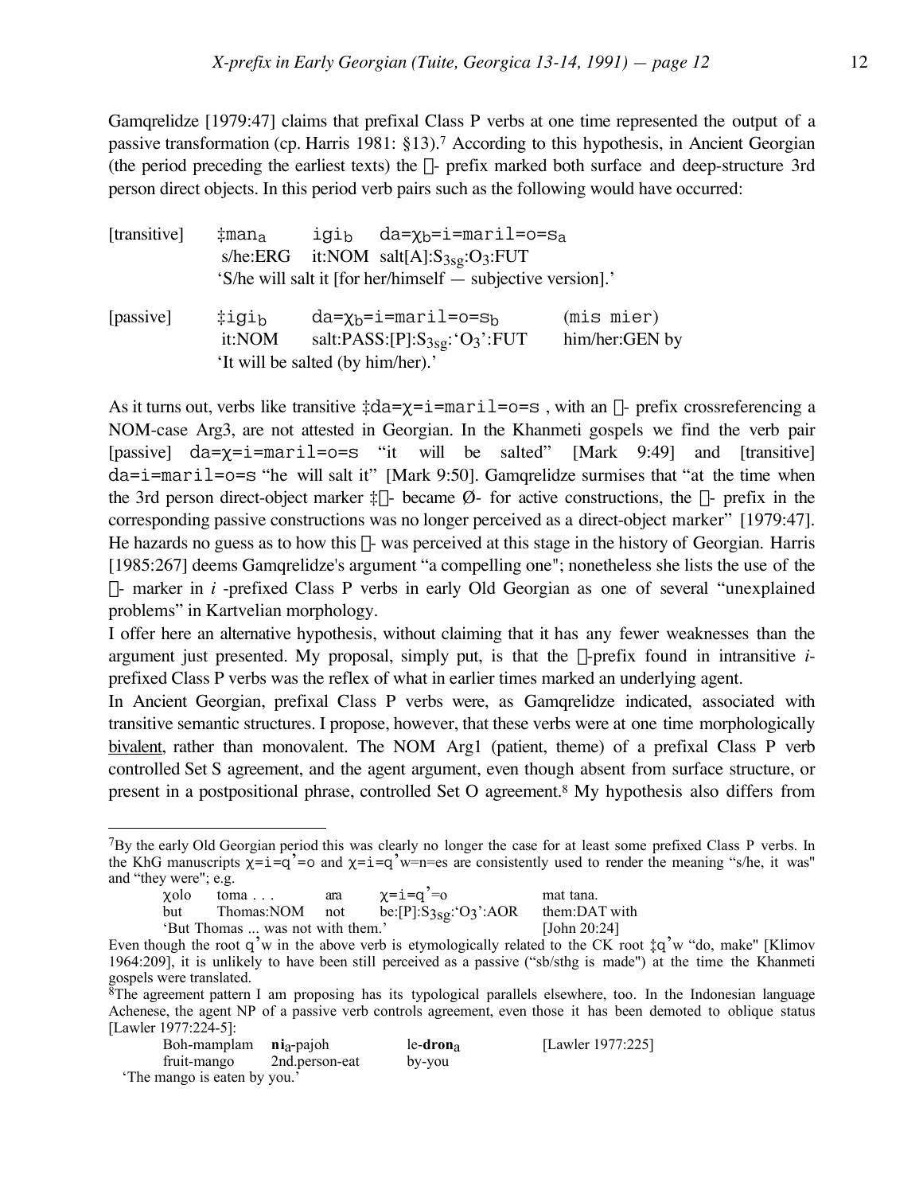Gamqrelidze [1979:47] claims that prefixal Class P verbs at one time represented the output of a passive transformation (cp. Harris 1981: §13).[7] According to this hypothesis, in Ancient Georgian (the period preceding the earliest texts) the - prefix marked both surface and deep-structure 3rd person direct objects. In this period verb pairs such as the following would have occurred:

| | | | |
|---|---|---|---|
| [transitive] | ‡man$_a$ | igi$_b$ | da=χ$_b$=i=maril=o=s$_a$ |
| | s/he:ERG | it:NOM | salt[A]:S$_{3sg}$:O$_3$:FUT |
| | 'S/he will salt it [for her/himself — subjective version].' | | |

| | | | |
|---|---|---|---|
| [passive] | ‡igi$_b$ | da=χ$_b$=i=maril=o=s$_b$ | (mis mier) |
| | it:NOM | salt:PASS:[P]:S$_{3sg}$:'O$_3$':FUT | him/her:GEN by |
| | 'It will be salted (by him/her).' | | |

As it turns out, verbs like transitive ‡da=χ=i=maril=o=s , with an - prefix crossreferencing a NOM-case Arg3, are not attested in Georgian. In the Khanmeti gospels we find the verb pair [passive] da=χ=i=maril=o=s "it will be salted" [Mark 9:49] and [transitive] da=i=maril=o=s "he will salt it" [Mark 9:50]. Gamqrelidze surmises that "at the time when the 3rd person direct-object marker ‡- became Ø- for active constructions, the - prefix in the corresponding passive constructions was no longer perceived as a direct-object marker" [1979:47]. He hazards no guess as to how this - was perceived at this stage in the history of Georgian. Harris [1985:267] deems Gamqrelidze's argument "a compelling one"; nonetheless she lists the use of the - marker in *i* -prefixed Class P verbs in early Old Georgian as one of several "unexplained problems" in Kartvelian morphology.

I offer here an alternative hypothesis, without claiming that it has any fewer weaknesses than the argument just presented. My proposal, simply put, is that the -prefix found in intransitive *i*-prefixed Class P verbs was the reflex of what in earlier times marked an underlying agent.

In Ancient Georgian, prefixal Class P verbs were, as Gamqrelidze indicated, associated with transitive semantic structures. I propose, however, that these verbs were at one time morphologically <u>bivalent</u>, rather than monovalent. The NOM Arg1 (patient, theme) of a prefixal Class P verb controlled Set S agreement, and the agent argument, even though absent from surface structure, or present in a postpositional phrase, controlled Set O agreement.[8] My hypothesis also differs from

---

[7]By the early Old Georgian period this was clearly no longer the case for at least some prefixed Class P verbs. In the KhG manuscripts χ=i=q'=o and χ=i=q'w=n=es are consistently used to render the meaning "s/he, it was" and "they were"; e.g.

| | | | | |
|---|---|---|---|---|
| χolo | toma . . . | ara | χ=i=q'=o | mat tana. |
| but | Thomas:NOM | not | be:[P]:S$_{3sg}$:'O$_3$':AOR | them:DAT with |
| 'But Thomas ... was not with them.' | | | | [John 20:24] |

Even though the root q'w in the above verb is etymologically related to the CK root ‡q'w "do, make" [Klimov 1964:209], it is unlikely to have been still perceived as a passive ("sb/sthg is made") at the time the Khanmeti gospels were translated.

[8]The agreement pattern I am proposing has its typological parallels elsewhere, too. In the Indonesian language Achenese, the agent NP of a passive verb controls agreement, even those it has been demoted to oblique status [Lawler 1977:224-5]:

| | | | |
|---|---|---|---|
| Boh-mamplam | **ni**$_a$-pajoh | le-**dron**$_a$ | [Lawler 1977:225] |
| fruit-mango | 2nd.person-eat | by-you | |
| 'The mango is eaten by you.' | | | |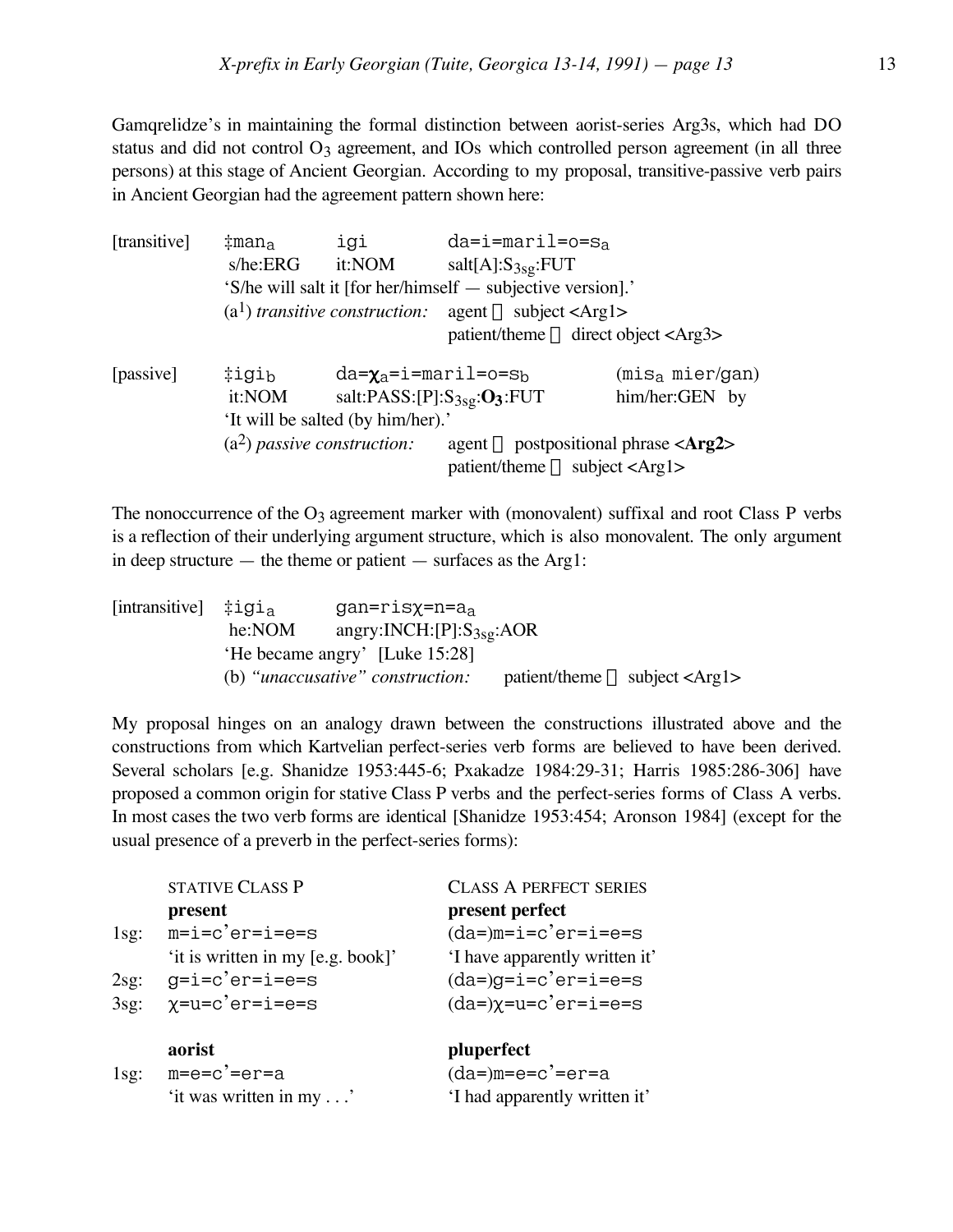Gamqrelidze's in maintaining the formal distinction between aorist-series Arg3s, which had DO status and did not control $O_3$ agreement, and IOs which controlled person agreement (in all three persons) at this stage of Ancient Georgian. According to my proposal, transitive-passive verb pairs in Ancient Georgian had the agreement pattern shown here:

[transitive] ‡$man_a$ igi da=i=maril=o=$s_a$
s/he:ERG it:NOM salt[A]:$S_{3sg}$:FUT
'S/he will salt it [for her/himself — subjective version].'
($a^1$) *transitive construction:* agent → subject <Arg1>
patient/theme → direct object <Arg3>

[passive] ‡$igi_b$ da=$\chi_a$=i=maril=o=$s_b$ ($mis_a$ mier/gan)
it:NOM salt:PASS:[P]:$S_{3sg}$:$\mathbf{O_3}$:FUT him/her:GEN by
'It will be salted (by him/her).'
($a^2$) *passive construction:* agent → postpositional phrase <**Arg2**>
patient/theme → subject <Arg1>

The nonoccurrence of the $O_3$ agreement marker with (monovalent) suffixal and root Class P verbs is a reflection of their underlying argument structure, which is also monovalent. The only argument in deep structure — the theme or patient — surfaces as the Arg1:

[intransitive] ‡$igi_a$ gan=risχ=n=$a_a$
he:NOM angry:INCH:[P]:$S_{3sg}$:AOR
'He became angry' [Luke 15:28]
(b) *"unaccusative" construction:* patient/theme → subject <Arg1>

My proposal hinges on an analogy drawn between the constructions illustrated above and the constructions from which Kartvelian perfect-series verb forms are believed to have been derived. Several scholars [e.g. Shanidze 1953:445-6; Pxakadze 1984:29-31; Harris 1985:286-306] have proposed a common origin for stative Class P verbs and the perfect-series forms of Class A verbs. In most cases the two verb forms are identical [Shanidze 1953:454; Aronson 1984] (except for the usual presence of a preverb in the perfect-series forms):

| | STATIVE CLASS P | CLASS A PERFECT SERIES |
|---|---|---|
| | **present** | **present perfect** |
| 1sg: | m=i=c'er=i=e=s | (da=)m=i=c'er=i=e=s |
| | 'it is written in my [e.g. book]' | 'I have apparently written it' |
| 2sg: | g=i=c'er=i=e=s | (da=)g=i=c'er=i=e=s |
| 3sg: | χ=u=c'er=i=e=s | (da=)χ=u=c'er=i=e=s |
| | **aorist** | **pluperfect** |
| 1sg: | m=e=c'=er=a | (da=)m=e=c'=er=a |
| | 'it was written in my . . .' | 'I had apparently written it' |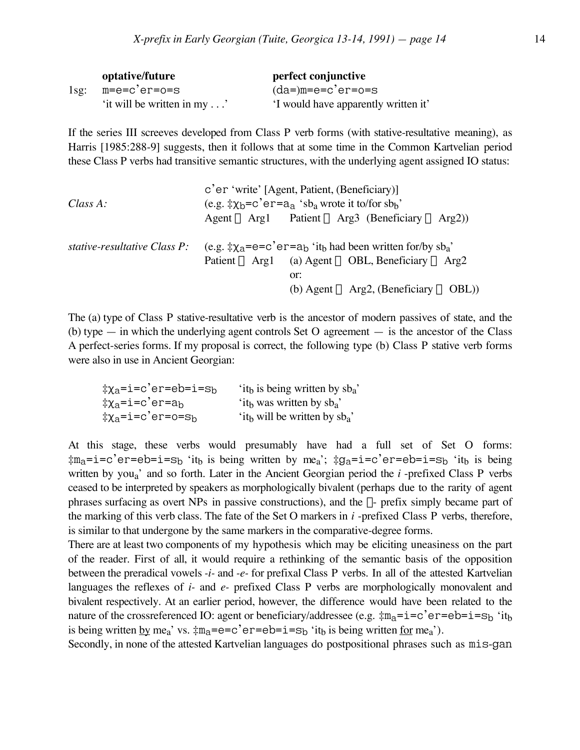| | **optative/future** | **perfect conjunctive** |
|---|---|---|
| 1sg: | m=e=c'er=o=s | (da=)m=e=c'er=o=s |
| | 'it will be written in my . . .' | 'I would have apparently written it' |

If the series III screeves developed from Class P verb forms (with stative-resultative meaning), as Harris [1985:288-9] suggests, then it follows that at some time in the Common Kartvelian period these Class P verbs had transitive semantic structures, with the underlying agent assigned IO status:

| | |
|---|---|
| | c'er 'write' [Agent, Patient, (Beneficiary)] |
| *Class A:* | (e.g. ‡$\chi_b$=c'er=$a_a$ 'sb$_a$ wrote it to/for sb$_b$' |
| | Agent  Arg1   Patient  Arg3  (Beneficiary  Arg2)) |
| *stative-resultative Class P:* | (e.g. ‡$\chi_a$=e=c'er=$a_b$ 'it$_b$ had been written for/by sb$_a$' |
| | Patient  Arg1   (a) Agent  OBL, Beneficiary  Arg2 |
| | or: |
| | (b) Agent  Arg2, (Beneficiary  OBL)) |

The (a) type of Class P stative-resultative verb is the ancestor of modern passives of state, and the (b) type — in which the underlying agent controls Set O agreement — is the ancestor of the Class A perfect-series forms. If my proposal is correct, the following type (b) Class P stative verb forms were also in use in Ancient Georgian:

| | |
|---|---|
| ‡$\chi_a$=i=c'er=eb=i=$s_b$ | 'it$_b$ is being written by sb$_a$' |
| ‡$\chi_a$=i=c'er=$a_b$ | 'it$_b$ was written by sb$_a$' |
| ‡$\chi_a$=i=c'er=o=$s_b$ | 'it$_b$ will be written by sb$_a$' |

At this stage, these verbs would presumably have had a full set of Set O forms: ‡$m_a$=i=c'er=eb=i=$s_b$ 'it$_b$ is being written by me$_a$'; ‡$g_a$=i=c'er=eb=i=$s_b$ 'it$_b$ is being written by you$_a$' and so forth. Later in the Ancient Georgian period the *i* -prefixed Class P verbs ceased to be interpreted by speakers as morphologically bivalent (perhaps due to the rarity of agent phrases surfacing as overt NPs in passive constructions), and the - prefix simply became part of the marking of this verb class. The fate of the Set O markers in *i* -prefixed Class P verbs, therefore, is similar to that undergone by the same markers in the comparative-degree forms.

There are at least two components of my hypothesis which may be eliciting uneasiness on the part of the reader. First of all, it would require a rethinking of the semantic basis of the opposition between the preradical vowels *-i-* and *-e-* for prefixal Class P verbs. In all of the attested Kartvelian languages the reflexes of *i-* and *e-* prefixed Class P verbs are morphologically monovalent and bivalent respectively. At an earlier period, however, the difference would have been related to the nature of the crossreferenced IO: agent or beneficiary/addressee (e.g. ‡$m_a$=i=c'er=eb=i=$s_b$ 'it$_b$ is being written by me$_a$' vs. ‡$m_a$=e=c'er=eb=i=$s_b$ 'it$_b$ is being written for me$_a$').

Secondly, in none of the attested Kartvelian languages do postpositional phrases such as mis-gan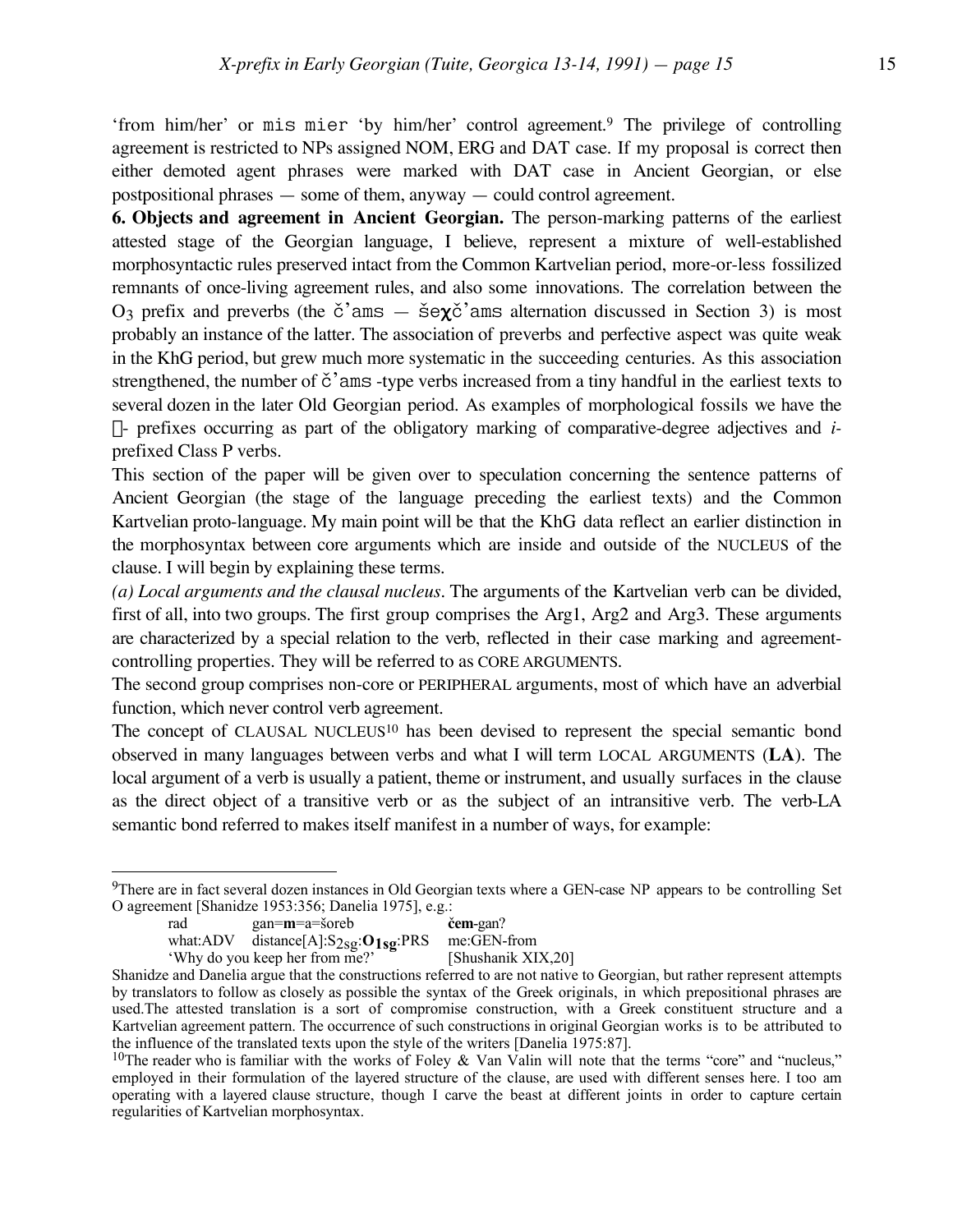'from him/her' or mis mier 'by him/her' control agreement.[9] The privilege of controlling agreement is restricted to NPs assigned NOM, ERG and DAT case. If my proposal is correct then either demoted agent phrases were marked with DAT case in Ancient Georgian, or else postpositional phrases — some of them, anyway — could control agreement.

**6. Objects and agreement in Ancient Georgian.** The person-marking patterns of the earliest attested stage of the Georgian language, I believe, represent a mixture of well-established morphosyntactic rules preserved intact from the Common Kartvelian period, more-or-less fossilized remnants of once-living agreement rules, and also some innovations. The correlation between the $O_3$ prefix and preverbs (the č'ams — šeχč'ams alternation discussed in Section 3) is most probably an instance of the latter. The association of preverbs and perfective aspect was quite weak in the KhG period, but grew much more systematic in the succeeding centuries. As this association strengthened, the number of č'ams -type verbs increased from a tiny handful in the earliest texts to several dozen in the later Old Georgian period. As examples of morphological fossils we have the - prefixes occurring as part of the obligatory marking of comparative-degree adjectives and *i*-prefixed Class P verbs.

This section of the paper will be given over to speculation concerning the sentence patterns of Ancient Georgian (the stage of the language preceding the earliest texts) and the Common Kartvelian proto-language. My main point will be that the KhG data reflect an earlier distinction in the morphosyntax between core arguments which are inside and outside of the NUCLEUS of the clause. I will begin by explaining these terms.

*(a) Local arguments and the clausal nucleus*. The arguments of the Kartvelian verb can be divided, first of all, into two groups. The first group comprises the Arg1, Arg2 and Arg3. These arguments are characterized by a special relation to the verb, reflected in their case marking and agreement-controlling properties. They will be referred to as CORE ARGUMENTS.

The second group comprises non-core or PERIPHERAL arguments, most of which have an adverbial function, which never control verb agreement.

The concept of CLAUSAL NUCLEUS[10] has been devised to represent the special semantic bond observed in many languages between verbs and what I will term LOCAL ARGUMENTS (**LA**). The local argument of a verb is usually a patient, theme or instrument, and usually surfaces in the clause as the direct object of a transitive verb or as the subject of an intransitive verb. The verb-LA semantic bond referred to makes itself manifest in a number of ways, for example:

---

[9]There are in fact several dozen instances in Old Georgian texts where a GEN-case NP appears to be controlling Set O agreement [Shanidze 1953:356; Danelia 1975], e.g.:

| rad | gan=**m**=a=šoreb | **čem**-gan? |
|---|---|---|
| what:ADV | distance[A]:$S_{2sg}$:$\mathbf{O_{1sg}}$:PRS | me:GEN-from |
| 'Why do you keep her from me?' | | [Shushanik XIX,20] |

Shanidze and Danelia argue that the constructions referred to are not native to Georgian, but rather represent attempts by translators to follow as closely as possible the syntax of the Greek originals, in which prepositional phrases are used.The attested translation is a sort of compromise construction, with a Greek constituent structure and a Kartvelian agreement pattern. The occurrence of such constructions in original Georgian works is to be attributed to the influence of the translated texts upon the style of the writers [Danelia 1975:87].

[10]The reader who is familiar with the works of Foley & Van Valin will note that the terms "core" and "nucleus," employed in their formulation of the layered structure of the clause, are used with different senses here. I too am operating with a layered clause structure, though I carve the beast at different joints in order to capture certain regularities of Kartvelian morphosyntax.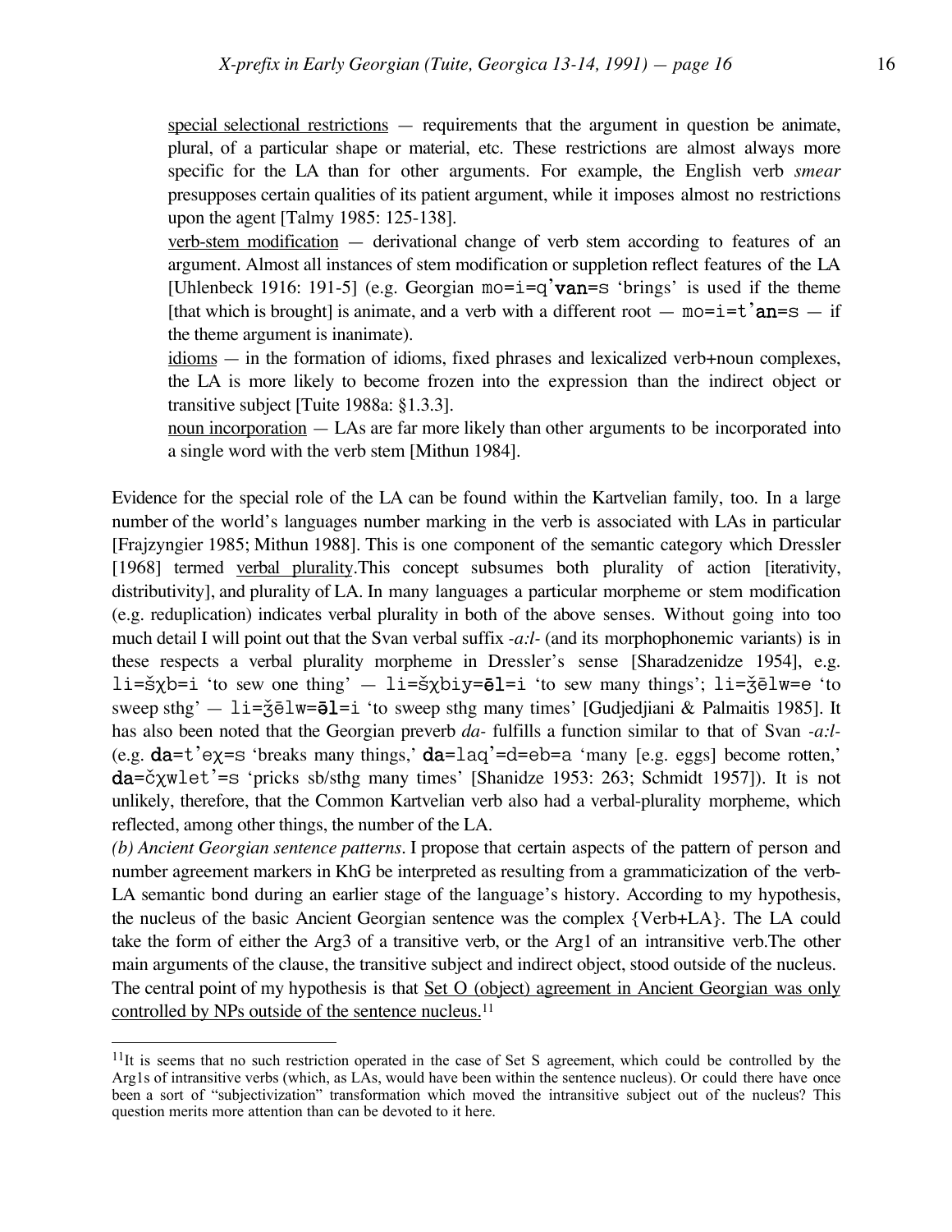special selectional restrictions — requirements that the argument in question be animate, plural, of a particular shape or material, etc. These restrictions are almost always more specific for the LA than for other arguments. For example, the English verb *smear* presupposes certain qualities of its patient argument, while it imposes almost no restrictions upon the agent [Talmy 1985: 125-138].

verb-stem modification — derivational change of verb stem according to features of an argument. Almost all instances of stem modification or suppletion reflect features of the LA [Uhlenbeck 1916: 191-5] (e.g. Georgian mo=i=q'**van**=s 'brings' is used if the theme [that which is brought] is animate, and a verb with a different root — mo=i=t'**an**=s — if the theme argument is inanimate).

idioms — in the formation of idioms, fixed phrases and lexicalized verb+noun complexes, the LA is more likely to become frozen into the expression than the indirect object or transitive subject [Tuite 1988a: §1.3.3].

noun incorporation — LAs are far more likely than other arguments to be incorporated into a single word with the verb stem [Mithun 1984].

Evidence for the special role of the LA can be found within the Kartvelian family, too. In a large number of the world's languages number marking in the verb is associated with LAs in particular [Frajzyngier 1985; Mithun 1988]. This is one component of the semantic category which Dressler [1968] termed verbal plurality.This concept subsumes both plurality of action [iterativity, distributivity], and plurality of LA. In many languages a particular morpheme or stem modification (e.g. reduplication) indicates verbal plurality in both of the above senses. Without going into too much detail I will point out that the Svan verbal suffix *-a:l-* (and its morphophonemic variants) is in these respects a verbal plurality morpheme in Dressler's sense [Sharadzenidze 1954], e.g. li=šχb=i 'to sew one thing' — li=šχbiy=**ēl**=i 'to sew many things'; li=ǯēlw=e 'to sweep sthg' — li=ǯēlw=**əl**=i 'to sweep sthg many times' [Gudjedjiani & Palmaitis 1985]. It has also been noted that the Georgian preverb *da-* fulfills a function similar to that of Svan *-a:l-* (e.g. **da**=t'eχ=s 'breaks many things,' **da**=laq'=d=eb=a 'many [e.g. eggs] become rotten,' **da**=čχwlet'=s 'pricks sb/sthg many times' [Shanidze 1953: 263; Schmidt 1957]). It is not unlikely, therefore, that the Common Kartvelian verb also had a verbal-plurality morpheme, which reflected, among other things, the number of the LA.

*(b) Ancient Georgian sentence patterns*. I propose that certain aspects of the pattern of person and number agreement markers in KhG be interpreted as resulting from a grammaticization of the verb-LA semantic bond during an earlier stage of the language's history. According to my hypothesis, the nucleus of the basic Ancient Georgian sentence was the complex {Verb+LA}. The LA could take the form of either the Arg3 of a transitive verb, or the Arg1 of an intransitive verb.The other main arguments of the clause, the transitive subject and indirect object, stood outside of the nucleus. The central point of my hypothesis is that Set O (object) agreement in Ancient Georgian was only controlled by NPs outside of the sentence nucleus.[11]

[11]It is seems that no such restriction operated in the case of Set S agreement, which could be controlled by the Arg1s of intransitive verbs (which, as LAs, would have been within the sentence nucleus). Or could there have once been a sort of "subjectivization" transformation which moved the intransitive subject out of the nucleus? This question merits more attention than can be devoted to it here.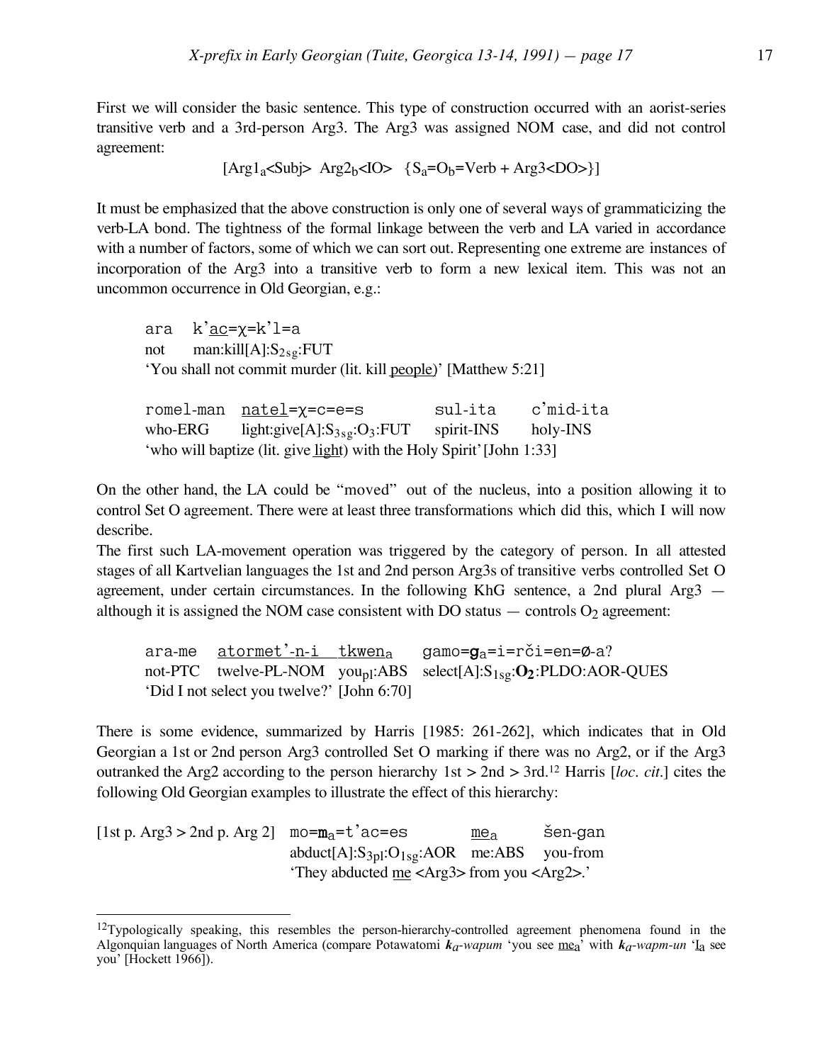First we will consider the basic sentence. This type of construction occurred with an aorist-series transitive verb and a 3rd-person Arg3. The Arg3 was assigned NOM case, and did not control agreement:

$$[\text{Arg1}_a\text{<Subj>}\ \ \text{Arg2}_b\text{<IO>}\ \ \{\text{S}_a\text{=O}_b\text{=Verb + Arg3<DO>}\}]$$

It must be emphasized that the above construction is only one of several ways of grammaticizing the verb-LA bond. The tightness of the formal linkage between the verb and LA varied in accordance with a number of factors, some of which we can sort out. Representing one extreme are instances of incorporation of the Arg3 into a transitive verb to form a new lexical item. This was not an uncommon occurrence in Old Georgian, e.g.:

```
ara   k'ac=χ=k'l=a
not   man:kill[A]:S2sg:FUT
```

'You shall not commit murder (lit. kill people)' [Matthew 5:21]

```
romel-man   natel=χ=c=e=s          sul-ita      c'mid-ita
who-ERG     light:give[A]:S3sg:O3:FUT   spirit-INS   holy-INS
```

'who will baptize (lit. give light) with the Holy Spirit' [John 1:33]

On the other hand, the LA could be "moved" out of the nucleus, into a position allowing it to control Set O agreement. There were at least three transformations which did this, which I will now describe.

The first such LA-movement operation was triggered by the category of person. In all attested stages of all Kartvelian languages the 1st and 2nd person Arg3s of transitive verbs controlled Set O agreement, under certain circumstances. In the following KhG sentence, a 2nd plural Arg3 — although it is assigned the NOM case consistent with DO status — controls $O_2$ agreement:

```
ara-me    atormet'-n-i   tkwen_a    gamo=g_a=i=rči=en=Ø-a?
not-PTC   twelve-PL-NOM  you_pl:ABS select[A]:S1sg:O2:PLDO:AOR-QUES
```

'Did I not select you twelve?' [John 6:70]

There is some evidence, summarized by Harris [1985: 261-262], which indicates that in Old Georgian a 1st or 2nd person Arg3 controlled Set O marking if there was no Arg2, or if the Arg3 outranked the Arg2 according to the person hierarchy 1st > 2nd > 3rd.[12] Harris [*loc. cit.*] cites the following Old Georgian examples to illustrate the effect of this hierarchy:

```
[1st p. Arg3 > 2nd p. Arg 2]   mo=m_a=t'ac=es          me_a      šen-gan
                               abduct[A]:S3pl:O1sg:AOR  me:ABS    you-from
```

'They abducted me <Arg3> from you <Arg2>.'

---

[12] Typologically speaking, this resembles the person-hierarchy-controlled agreement phenomena found in the Algonquian languages of North America (compare Potawatomi ***k**$_a$**-wapum*** 'you see me$_a$' with ***k**$_a$**-wapm-un*** 'I$_a$ see you' [Hockett 1966]).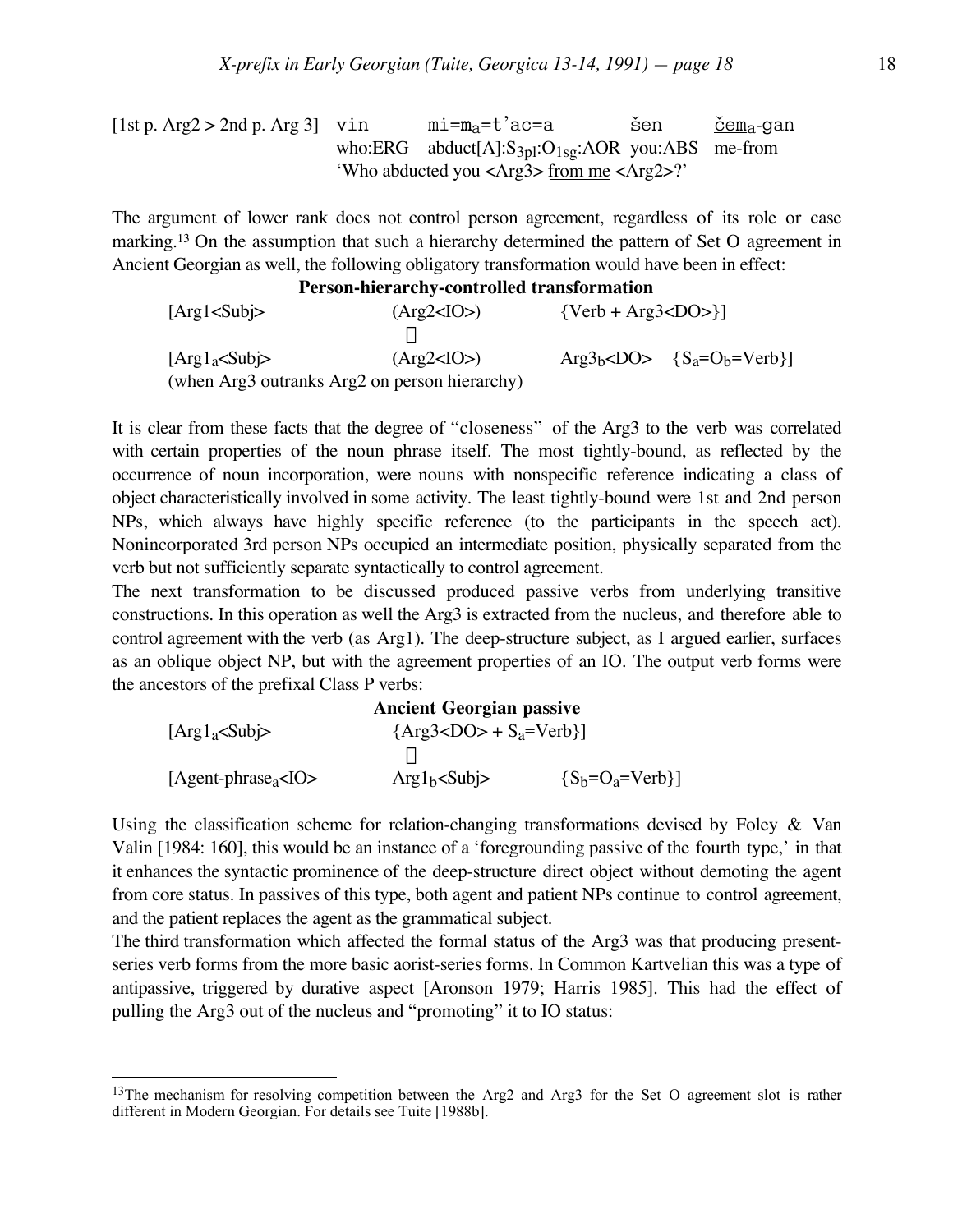[1st p. Arg2 > 2nd p. Arg 3] vin mi=**m**$_a$=t'ac=a šen <u>čem$_a$-gan</u>
who:ERG abduct[A]:$S_{3pl}$:$O_{1sg}$:AOR you:ABS me-from
'Who abducted you <Arg3> <u>from me</u> <Arg2>?'

The argument of lower rank does not control person agreement, regardless of its role or case marking.[13] On the assumption that such a hierarchy determined the pattern of Set O agreement in Ancient Georgian as well, the following obligatory transformation would have been in effect:

**Person-hierarchy-controlled transformation**

[Arg1<Subj> (Arg2<IO>) {Verb + Arg3<DO>}]

⇓

[Arg1$_a$<Subj> (Arg2<IO>) Arg3$_b$<DO> {$S_a$=$O_b$=Verb}]

(when Arg3 outranks Arg2 on person hierarchy)

It is clear from these facts that the degree of "closeness" of the Arg3 to the verb was correlated with certain properties of the noun phrase itself. The most tightly-bound, as reflected by the occurrence of noun incorporation, were nouns with nonspecific reference indicating a class of object characteristically involved in some activity. The least tightly-bound were 1st and 2nd person NPs, which always have highly specific reference (to the participants in the speech act). Nonincorporated 3rd person NPs occupied an intermediate position, physically separated from the verb but not sufficiently separate syntactically to control agreement.

The next transformation to be discussed produced passive verbs from underlying transitive constructions. In this operation as well the Arg3 is extracted from the nucleus, and therefore able to control agreement with the verb (as Arg1). The deep-structure subject, as I argued earlier, surfaces as an oblique object NP, but with the agreement properties of an IO. The output verb forms were the ancestors of the prefixal Class P verbs:

**Ancient Georgian passive**

[Arg1$_a$<Subj> {Arg3<DO> + $S_a$=Verb}]

⇓

[Agent-phrase$_a$<IO> Arg1$_b$<Subj> {$S_b$=$O_a$=Verb}]

Using the classification scheme for relation-changing transformations devised by Foley & Van Valin [1984: 160], this would be an instance of a 'foregrounding passive of the fourth type,' in that it enhances the syntactic prominence of the deep-structure direct object without demoting the agent from core status. In passives of this type, both agent and patient NPs continue to control agreement, and the patient replaces the agent as the grammatical subject.

The third transformation which affected the formal status of the Arg3 was that producing present-series verb forms from the more basic aorist-series forms. In Common Kartvelian this was a type of antipassive, triggered by durative aspect [Aronson 1979; Harris 1985]. This had the effect of pulling the Arg3 out of the nucleus and "promoting" it to IO status:

---

[13] The mechanism for resolving competition between the Arg2 and Arg3 for the Set O agreement slot is rather different in Modern Georgian. For details see Tuite [1988b].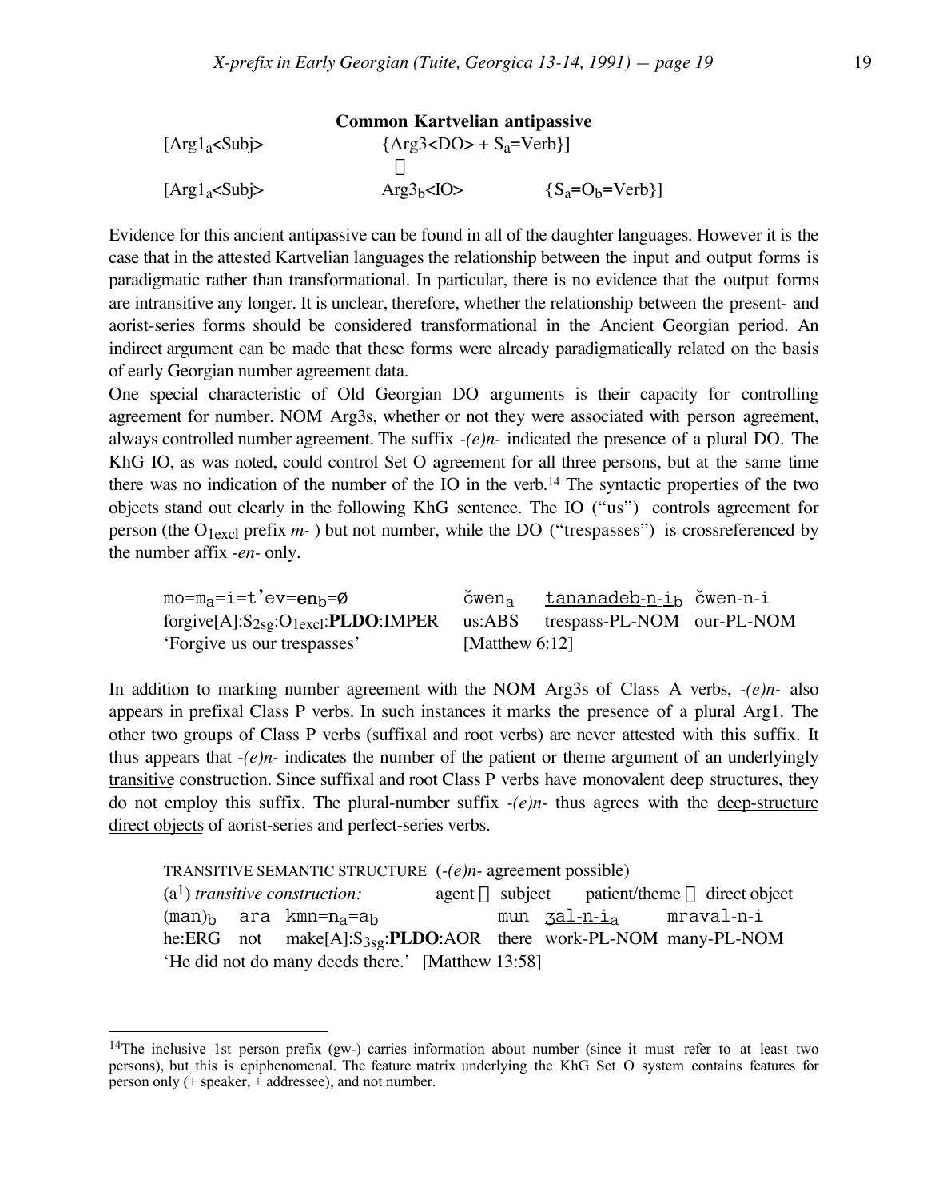**Common Kartvelian antipassive**

[$Arg1_a$<Subj>  {$Arg3$<DO> + $S_a$=Verb}]

⇓

[$Arg1_a$<Subj>  $Arg3_b$<IO>  {$S_a$=$O_b$=Verb}]

Evidence for this ancient antipassive can be found in all of the daughter languages. However it is the case that in the attested Kartvelian languages the relationship between the input and output forms is paradigmatic rather than transformational. In particular, there is no evidence that the output forms are intransitive any longer. It is unclear, therefore, whether the relationship between the present- and aorist-series forms should be considered transformational in the Ancient Georgian period. An indirect argument can be made that these forms were already paradigmatically related on the basis of early Georgian number agreement data.

One special characteristic of Old Georgian DO arguments is their capacity for controlling agreement for <u>number</u>. NOM Arg3s, whether or not they were associated with person agreement, always controlled number agreement. The suffix *-(e)n-* indicated the presence of a plural DO. The KhG IO, as was noted, could control Set O agreement for all three persons, but at the same time there was no indication of the number of the IO in the verb.[14] The syntactic properties of the two objects stand out clearly in the following KhG sentence. The IO ("us") controls agreement for person (the $O_{1excl}$ prefix *m-* ) but not number, while the DO ("trespasses") is crossreferenced by the number affix *-en-* only.

| mo=$m_a$=i=t'ev=**en**$_b$=Ø | čwen$_a$ | <u>tananadeb-n-i</u>$_b$ | čwen-n-i |
|---|---|---|---|
| forgive[A]:$S_{2sg}$:$O_{1excl}$:**PLDO**:IMPER | us:ABS | trespass-PL-NOM | our-PL-NOM |
| 'Forgive us our trespasses' | [Matthew 6:12] | | |

In addition to marking number agreement with the NOM Arg3s of Class A verbs, *-(e)n-* also appears in prefixal Class P verbs. In such instances it marks the presence of a plural Arg1. The other two groups of Class P verbs (suffixal and root verbs) are never attested with this suffix. It thus appears that *-(e)n-* indicates the number of the patient or theme argument of an underlyingly <u>transitive</u> construction. Since suffixal and root Class P verbs have monovalent deep structures, they do not employ this suffix. The plural-number suffix *-(e)n-* thus agrees with the <u>deep-structure direct objects</u> of aorist-series and perfect-series verbs.

TRANSITIVE SEMANTIC STRUCTURE (*-(e)n-* agreement possible)

(a[1]) *transitive construction:* agent ⇒ subject patient/theme ⇒ direct object

| (man)$_b$ | ara | kmn=**n**$_a$=a$_b$ | mun | <u>ʒal-n-i</u>$_a$ | mraval-n-i |
|---|---|---|---|---|---|
| he:ERG | not | make[A]:$S_{3sg}$:**PLDO**:AOR | there | work-PL-NOM | many-PL-NOM |

'He did not do many deeds there.' [Matthew 13:58]

---

[14] The inclusive 1st person prefix (gw-) carries information about number (since it must refer to at least two persons), but this is epiphenomenal. The feature matrix underlying the KhG Set O system contains features for person only (± speaker, ± addressee), and not number.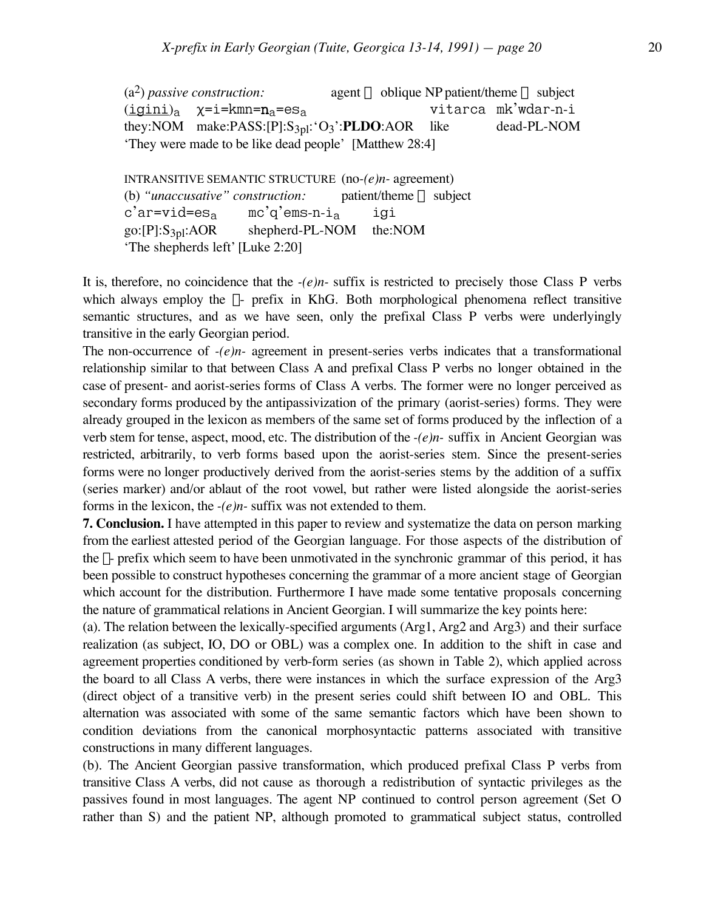(a²) *passive construction:* agent  oblique NP patient/theme  subject

```
(igini)a   χ=i=kmn=na=esa                  vitarca  mk'wdar-n-i
```
they:NOM  make:PASS:[P]:$S_{3pl}$:'$O_3$':**PLDO**:AOR  like  dead-PL-NOM

'They were made to be like dead people' [Matthew 28:4]

INTRANSITIVE SEMANTIC STRUCTURE (no-*(e)n*- agreement)

(b) *"unaccusative" construction:* patient/theme  subject

```
c'ar=vid=esa      mc'q'ems-n-ia     igi
```
go:[P]:$S_{3pl}$:AOR  shepherd-PL-NOM  the:NOM

'The shepherds left' [Luke 2:20]

It is, therefore, no coincidence that the *-(e)n-* suffix is restricted to precisely those Class P verbs which always employ the - prefix in KhG. Both morphological phenomena reflect transitive semantic structures, and as we have seen, only the prefixal Class P verbs were underlyingly transitive in the early Georgian period.

The non-occurrence of *-(e)n-* agreement in present-series verbs indicates that a transformational relationship similar to that between Class A and prefixal Class P verbs no longer obtained in the case of present- and aorist-series forms of Class A verbs. The former were no longer perceived as secondary forms produced by the antipassivization of the primary (aorist-series) forms. They were already grouped in the lexicon as members of the same set of forms produced by the inflection of a verb stem for tense, aspect, mood, etc. The distribution of the *-(e)n-* suffix in Ancient Georgian was restricted, arbitrarily, to verb forms based upon the aorist-series stem. Since the present-series forms were no longer productively derived from the aorist-series stems by the addition of a suffix (series marker) and/or ablaut of the root vowel, but rather were listed alongside the aorist-series forms in the lexicon, the *-(e)n-* suffix was not extended to them.

**7. Conclusion.** I have attempted in this paper to review and systematize the data on person marking from the earliest attested period of the Georgian language. For those aspects of the distribution of the - prefix which seem to have been unmotivated in the synchronic grammar of this period, it has been possible to construct hypotheses concerning the grammar of a more ancient stage of Georgian which account for the distribution. Furthermore I have made some tentative proposals concerning the nature of grammatical relations in Ancient Georgian. I will summarize the key points here:

(a). The relation between the lexically-specified arguments (Arg1, Arg2 and Arg3) and their surface realization (as subject, IO, DO or OBL) was a complex one. In addition to the shift in case and agreement properties conditioned by verb-form series (as shown in Table 2), which applied across the board to all Class A verbs, there were instances in which the surface expression of the Arg3 (direct object of a transitive verb) in the present series could shift between IO and OBL. This alternation was associated with some of the same semantic factors which have been shown to condition deviations from the canonical morphosyntactic patterns associated with transitive constructions in many different languages.

(b). The Ancient Georgian passive transformation, which produced prefixal Class P verbs from transitive Class A verbs, did not cause as thorough a redistribution of syntactic privileges as the passives found in most languages. The agent NP continued to control person agreement (Set O rather than S) and the patient NP, although promoted to grammatical subject status, controlled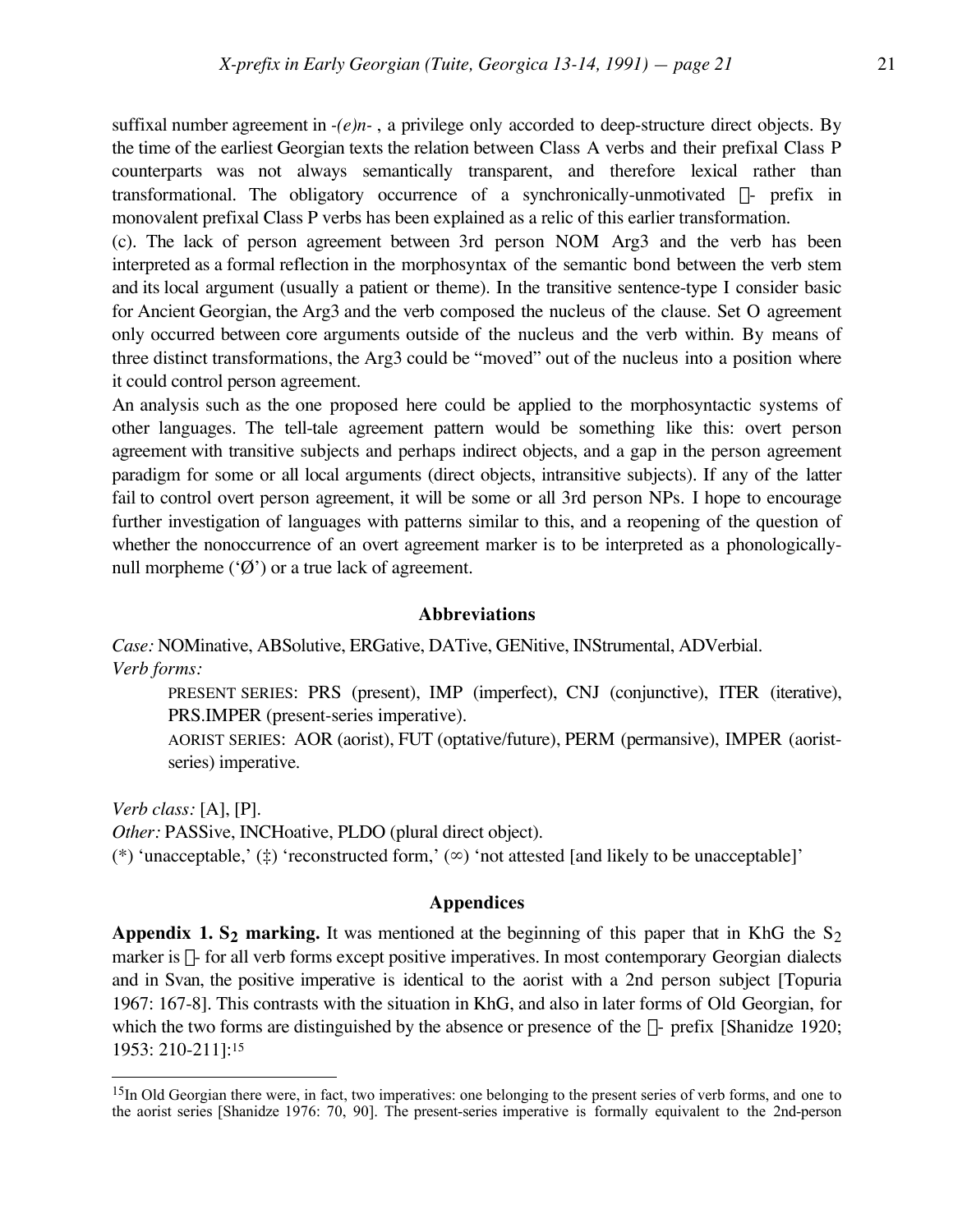suffixal number agreement in *-(e)n-* , a privilege only accorded to deep-structure direct objects. By the time of the earliest Georgian texts the relation between Class A verbs and their prefixal Class P counterparts was not always semantically transparent, and therefore lexical rather than transformational. The obligatory occurrence of a synchronically-unmotivated □- prefix in monovalent prefixal Class P verbs has been explained as a relic of this earlier transformation.

(c). The lack of person agreement between 3rd person NOM Arg3 and the verb has been interpreted as a formal reflection in the morphosyntax of the semantic bond between the verb stem and its local argument (usually a patient or theme). In the transitive sentence-type I consider basic for Ancient Georgian, the Arg3 and the verb composed the nucleus of the clause. Set O agreement only occurred between core arguments outside of the nucleus and the verb within. By means of three distinct transformations, the Arg3 could be "moved" out of the nucleus into a position where it could control person agreement.

An analysis such as the one proposed here could be applied to the morphosyntactic systems of other languages. The tell-tale agreement pattern would be something like this: overt person agreement with transitive subjects and perhaps indirect objects, and a gap in the person agreement paradigm for some or all local arguments (direct objects, intransitive subjects). If any of the latter fail to control overt person agreement, it will be some or all 3rd person NPs. I hope to encourage further investigation of languages with patterns similar to this, and a reopening of the question of whether the nonoccurrence of an overt agreement marker is to be interpreted as a phonologically-null morpheme ('Ø') or a true lack of agreement.

## Abbreviations

*Case:* NOMinative, ABSolutive, ERGative, DATive, GENitive, INStrumental, ADVerbial.

*Verb forms:*

PRESENT SERIES: PRS (present), IMP (imperfect), CNJ (conjunctive), ITER (iterative), PRS.IMPER (present-series imperative).

AORIST SERIES: AOR (aorist), FUT (optative/future), PERM (permansive), IMPER (aorist-series) imperative.

*Verb class:* [A], [P].

*Other:* PASSive, INCHoative, PLDO (plural direct object).

(*) 'unacceptable,' (‡) 'reconstructed form,' (∞) 'not attested [and likely to be unacceptable]'

## Appendices

**Appendix 1. $S_2$ marking.** It was mentioned at the beginning of this paper that in KhG the $S_2$ marker is □- for all verb forms except positive imperatives. In most contemporary Georgian dialects and in Svan, the positive imperative is identical to the aorist with a 2nd person subject [Topuria 1967: 167-8]. This contrasts with the situation in KhG, and also in later forms of Old Georgian, for which the two forms are distinguished by the absence or presence of the □- prefix [Shanidze 1920; 1953: 210-211]:[15]

---

[15]In Old Georgian there were, in fact, two imperatives: one belonging to the present series of verb forms, and one to the aorist series [Shanidze 1976: 70, 90]. The present-series imperative is formally equivalent to the 2nd-person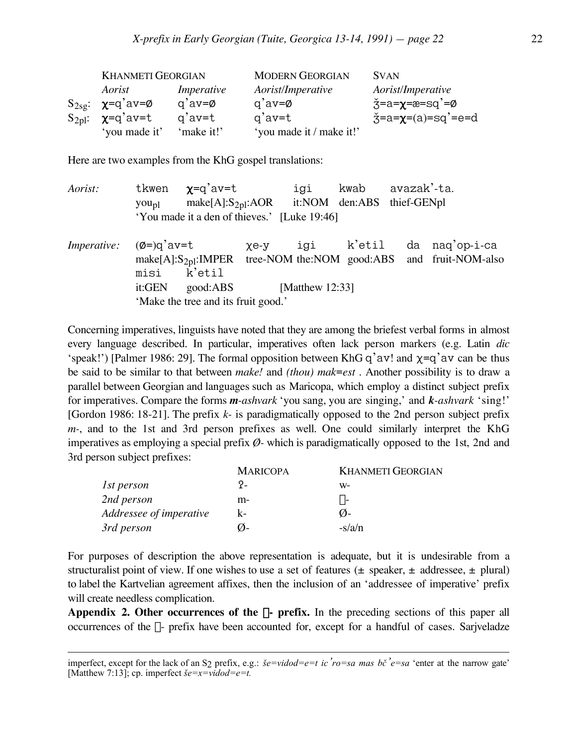| | KHANMETI GEORGIAN | | MODERN GEORGIAN | SVAN |
|---|---|---|---|---|
| | *Aorist* | *Imperative* | *Aorist/Imperative* | *Aorist/Imperative* |
| $S_{2sg}$: | **χ**=q'av=Ø | q'av=Ø | q'av=Ø | ǯ=a=**χ**=æ=sq'=Ø |
| $S_{2pl}$: | **χ**=q'av=t | q'av=t | q'av=t | ǯ=a=**χ**=(a)=sq'=e=d |
| | 'you made it' | 'make it!' | 'you made it / make it!' | |

Here are two examples from the KhG gospel translations:

*Aorist:* tkwen **χ**=q'av=t igi kwab avazak'-ta.
you$_{pl}$ make[A]:$S_{2pl}$:AOR it:NOM den:ABS thief-GENpl
'You made it a den of thieves.' [Luke 19:46]

*Imperative:* (Ø=)q'av=t χe-y igi k'etil da naq'op-i-ca misi k'etil
make[A]:$S_{2pl}$:IMPER tree-NOM the:NOM good:ABS and fruit-NOM-also it:GEN good:ABS [Matthew 12:33]
'Make the tree and its fruit good.'

Concerning imperatives, linguists have noted that they are among the briefest verbal forms in almost every language described. In particular, imperatives often lack person markers (e.g. Latin *dic* 'speak!') [Palmer 1986: 29]. The formal opposition between KhG q'av! and χ=q'av can be thus be said to be similar to that between *make!* and *(thou) mak=est* . Another possibility is to draw a parallel between Georgian and languages such as Maricopa, which employ a distinct subject prefix for imperatives. Compare the forms ***m****-ashvark* 'you sang, you are singing,' and ***k****-ashvark* 'sing!' [Gordon 1986: 18-21]. The prefix *k-* is paradigmatically opposed to the 2nd person subject prefix *m-*, and to the 1st and 3rd person prefixes as well. One could similarly interpret the KhG imperatives as employing a special prefix *Ø-* which is paradigmatically opposed to the 1st, 2nd and 3rd person subject prefixes:

| | MARICOPA | KHANMETI GEORGIAN |
|---|---|---|
| *1st person* | ʔ- | w- |
| *2nd person* | m- | -- |
| *Addressee of imperative* | k- | Ø- |
| *3rd person* | Ø- | -s/a/n |

For purposes of description the above representation is adequate, but it is undesirable from a structuralist point of view. If one wishes to use a set of features (± speaker, ± addressee, ± plural) to label the Kartvelian agreement affixes, then the inclusion of an 'addressee of imperative' prefix will create needless complication.

**Appendix 2. Other occurrences of the -- prefix.** In the preceding sections of this paper all occurrences of the -- prefix have been accounted for, except for a handful of cases. Sarjveladze

---

imperfect, except for the lack of an $S_2$ prefix, e.g.: *še=vidod=e=t ic'ro=sa mas bč'e=sa* 'enter at the narrow gate' [Matthew 7:13]; cp. imperfect *še=x=vidod=e=t.*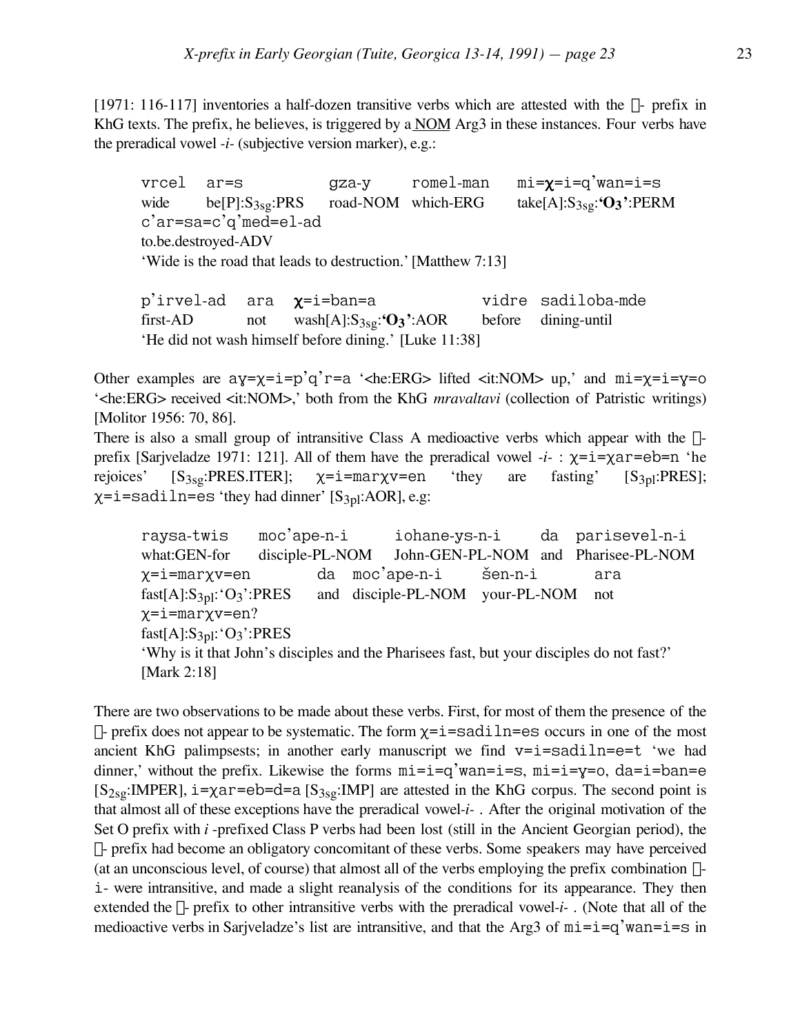[1971: 116-117] inventories a half-dozen transitive verbs which are attested with the - prefix in KhG texts. The prefix, he believes, is triggered by a NOM Arg3 in these instances. Four verbs have the preradical vowel *-i-* (subjective version marker), e.g.:

```
vrcel   ar=s            gza-y      romel-man     mi=χ=i=q'wan=i=s
wide    be[P]:S3sg:PRS  road-NOM   which-ERG     take[A]:S3sg:'O3':PERM
c'ar=sa=c'q'med=el-ad
to.be.destroyed-ADV
```

'Wide is the road that leads to destruction.' [Matthew 7:13]

```
p'irvel-ad   ara   χ=i=ban=a               vidre    sadiloba-mde
first-AD     not   wash[A]:S3sg:'O3':AOR   before   dining-until
```

'He did not wash himself before dining.' [Luke 11:38]

Other examples are aɣ=χ=i=p'q'r=a '<he:ERG> lifted <it:NOM> up,' and mi=χ=i=ɣ=o '<he:ERG> received <it:NOM>,' both from the KhG *mravaltavi* (collection of Patristic writings) [Molitor 1956: 70, 86].

There is also a small group of intransitive Class A medioactive verbs which appear with the -prefix [Sarjveladze 1971: 121]. All of them have the preradical vowel *-i-* : χ=i=χar=eb=n 'he rejoices' [$S_{3sg}$:PRES.ITER]; χ=i=marχv=en 'they are fasting' [$S_{3pl}$:PRES]; χ=i=sadiln=es 'they had dinner' [$S_{3pl}$:AOR], e.g:

```
raysa-twis     moc'ape-n-i       iohane-ys-n-i       da    parisevel-n-i
what:GEN-for   disciple-PL-NOM   John-GEN-PL-NOM     and   Pharisee-PL-NOM
χ=i=marχv=en             da    moc'ape-n-i       šen-n-i        ara
fast[A]:S3pl:'O3':PRES   and   disciple-PL-NOM   your-PL-NOM    not
χ=i=marχv=en?
fast[A]:S3pl:'O3':PRES
```

'Why is it that John's disciples and the Pharisees fast, but your disciples do not fast?' [Mark 2:18]

There are two observations to be made about these verbs. First, for most of them the presence of the - prefix does not appear to be systematic. The form χ=i=sadiln=es occurs in one of the most ancient KhG palimpsests; in another early manuscript we find v=i=sadiln=e=t 'we had dinner,' without the prefix. Likewise the forms mi=i=q'wan=i=s, mi=i=ɣ=o, da=i=ban=e [$S_{2sg}$:IMPER], i=χar=eb=d=a [$S_{3sg}$:IMP] are attested in the KhG corpus. The second point is that almost all of these exceptions have the preradical vowel *-i-* . After the original motivation of the Set O prefix with *i* -prefixed Class P verbs had been lost (still in the Ancient Georgian period), the - prefix had become an obligatory concomitant of these verbs. Some speakers may have perceived (at an unconscious level, of course) that almost all of the verbs employing the prefix combination -i- were intransitive, and made a slight reanalysis of the conditions for its appearance. They then extended the - prefix to other intransitive verbs with the preradical vowel *-i-* . (Note that all of the medioactive verbs in Sarjveladze's list are intransitive, and that the Arg3 of mi=i=q'wan=i=s in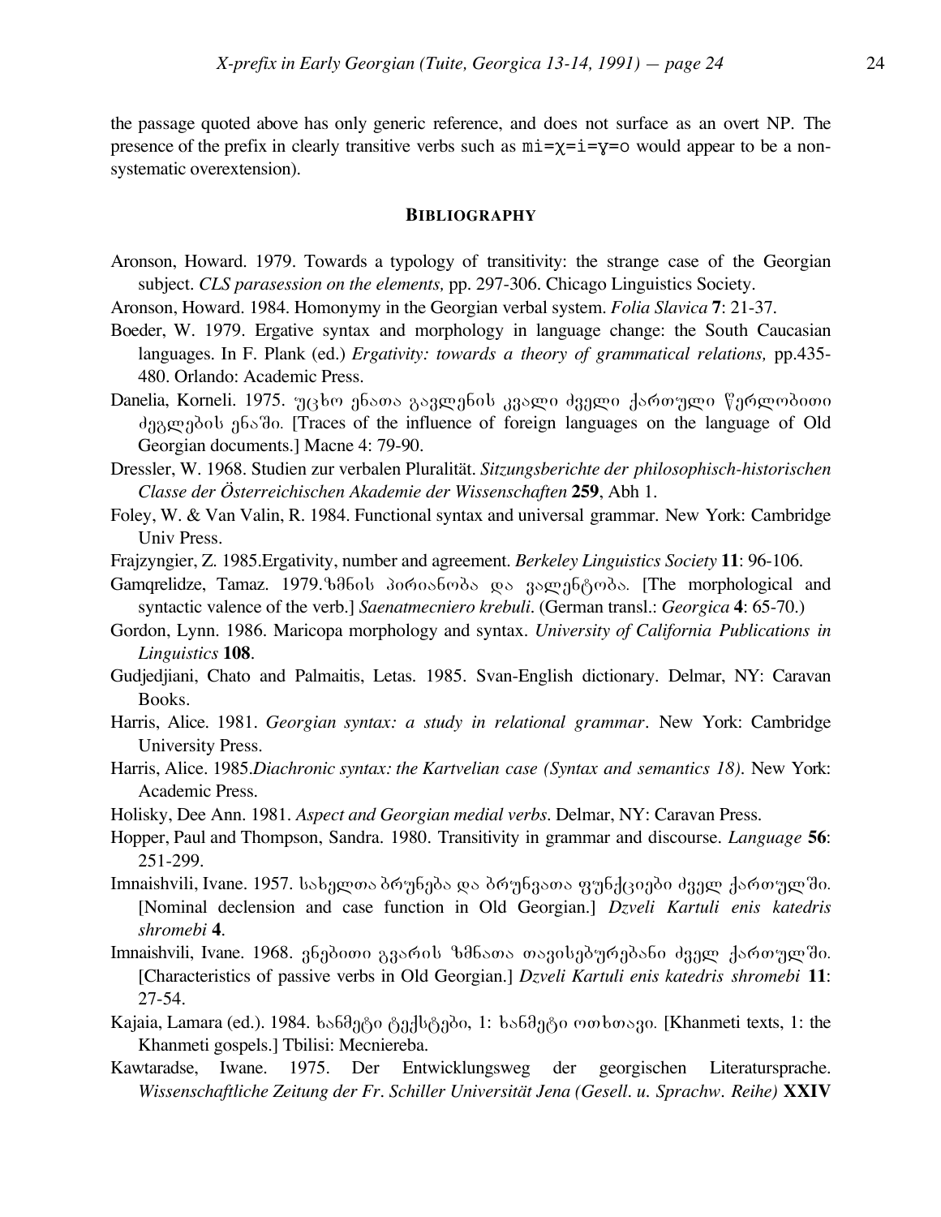the passage quoted above has only generic reference, and does not surface as an overt NP. The presence of the prefix in clearly transitive verbs such as `mi=χ=i=ɣ=o` would appear to be a non-systematic overextension).

## BIBLIOGRAPHY

Aronson, Howard. 1979. Towards a typology of transitivity: the strange case of the Georgian subject. *CLS parasession on the elements,* pp. 297-306. Chicago Linguistics Society.

Aronson, Howard. 1984. Homonymy in the Georgian verbal system. *Folia Slavica* **7**: 21-37.

Boeder, W. 1979. Ergative syntax and morphology in language change: the South Caucasian languages. In F. Plank (ed.) *Ergativity: towards a theory of grammatical relations,* pp.435-480. Orlando: Academic Press.

Danelia, Korneli. 1975. უცხო ენათა გავლენის კვალი ძველი ქართული წერლობითი ძეგლების ენაში. [Traces of the influence of foreign languages on the language of Old Georgian documents.] Macne 4: 79-90.

Dressler, W. 1968. Studien zur verbalen Pluralität. *Sitzungsberichte der philosophisch-historischen Classe der Österreichischen Akademie der Wissenschaften* **259**, Abh 1.

Foley, W. & Van Valin, R. 1984. Functional syntax and universal grammar. New York: Cambridge Univ Press.

Frajzyngier, Z. 1985.Ergativity, number and agreement. *Berkeley Linguistics Society* **11**: 96-106.

Gamqrelidze, Tamaz. 1979.ზმნის პირიანობა და ვალენტობა. [The morphological and syntactic valence of the verb.] *Saenatmecniero krebuli*. (German transl.: *Georgica* **4**: 65-70.)

Gordon, Lynn. 1986. Maricopa morphology and syntax. *University of California Publications in Linguistics* **108**.

Gudjedjiani, Chato and Palmaitis, Letas. 1985. Svan-English dictionary. Delmar, NY: Caravan Books.

Harris, Alice. 1981. *Georgian syntax: a study in relational grammar*. New York: Cambridge University Press.

Harris, Alice. 1985.*Diachronic syntax: the Kartvelian case (Syntax and semantics 18)*. New York: Academic Press.

Holisky, Dee Ann. 1981. *Aspect and Georgian medial verbs*. Delmar, NY: Caravan Press.

Hopper, Paul and Thompson, Sandra. 1980. Transitivity in grammar and discourse. *Language* **56**: 251-299.

Imnaishvili, Ivane. 1957. სახელთა ბრუნება და ბრუნვათა ფუნქციები ძველ ქართულში. [Nominal declension and case function in Old Georgian.] *Dzveli Kartuli enis katedris shromebi* **4**.

Imnaishvili, Ivane. 1968. ვნებითი გვარის ზმნათა თავისებურებანი ძველ ქართულში. [Characteristics of passive verbs in Old Georgian.] *Dzveli Kartuli enis katedris shromebi* **11**: 27-54.

Kajaia, Lamara (ed.). 1984. ხანმეტი ტექსტები, 1: ხანმეტი ოთხთავი. [Khanmeti texts, 1: the Khanmeti gospels.] Tbilisi: Mecniereba.

Kawtaradse, Iwane. 1975. Der Entwicklungsweg der georgischen Literatursprache. *Wissenschaftliche Zeitung der Fr. Schiller Universität Jena (Gesell. u. Sprachw. Reihe)* **XXIV**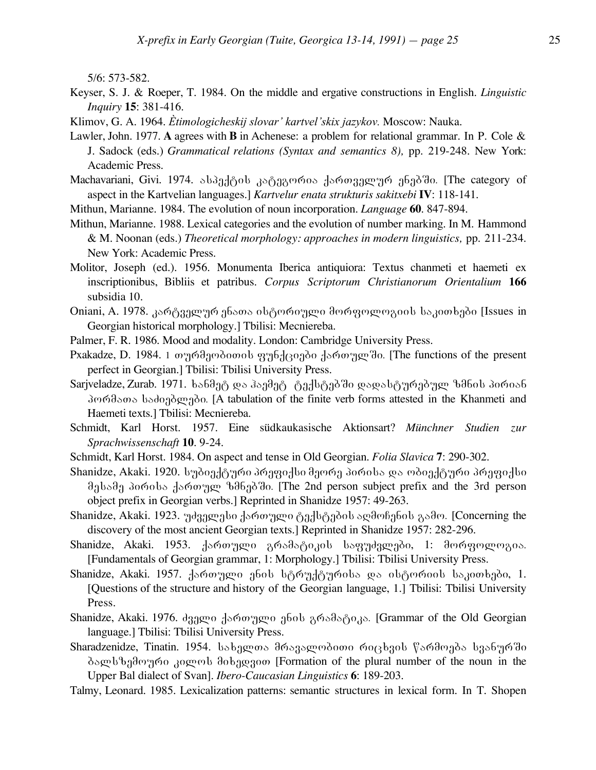5/6: 573-582.

Keyser, S. J. & Roeper, T. 1984. On the middle and ergative constructions in English. *Linguistic Inquiry* **15**: 381-416.

Klimov, G. A. 1964. *Ètimologicheskij slovar' kartvel'skix jazykov.* Moscow: Nauka.

Lawler, John. 1977. **A** agrees with **B** in Achenese: a problem for relational grammar. In P. Cole & J. Sadock (eds.) *Grammatical relations (Syntax and semantics 8),* pp. 219-248. New York: Academic Press.

Machavariani, Givi. 1974. ასპექტის კატეგორია ქართველურ ენებში. [The category of aspect in the Kartvelian languages.] *Kartvelur enata strukturis sakitxebi* **IV**: 118-141.

Mithun, Marianne. 1984. The evolution of noun incorporation. *Language* **60**. 847-894.

Mithun, Marianne. 1988. Lexical categories and the evolution of number marking. In M. Hammond & M. Noonan (eds.) *Theoretical morphology: approaches in modern linguistics,* pp. 211-234. New York: Academic Press.

Molitor, Joseph (ed.). 1956. Monumenta Iberica antiquiora: Textus chanmeti et haemeti ex inscriptionibus, Bibliis et patribus. *Corpus Scriptorum Christianorum Orientalium* **166** subsidia 10.

Oniani, A. 1978. კარტველურ ენათა ისტორიული მორფოლოგიის საკითხები [Issues in Georgian historical morphology.] Tbilisi: Mecniereba.

Palmer, F. R. 1986. Mood and modality. London: Cambridge University Press.

Pxakadze, D. 1984. 1 თურმეობითის ფუნქციები ქართულში. [The functions of the present perfect in Georgian.] Tbilisi: Tbilisi University Press.

Sarjveladze, Zurab. 1971. ხანმეტ და ჰაემეტ ტექსტებში დადასტურებულ ზმნის პირიან ფორმათა საძიებლები. [A tabulation of the finite verb forms attested in the Khanmeti and Haemeti texts.] Tbilisi: Mecniereba.

Schmidt, Karl Horst. 1957. Eine südkaukasische Aktionsart? *Münchner Studien zur Sprachwissenschaft* **10**. 9-24.

Schmidt, Karl Horst. 1984. On aspect and tense in Old Georgian. *Folia Slavica* **7**: 290-302.

Shanidze, Akaki. 1920. სუბიექტური პრეფიქსი მეორე პირისა და ობიექტური პრეფიქსი მესამე პირისა ქართულ ზმნებში. [The 2nd person subject prefix and the 3rd person object prefix in Georgian verbs.] Reprinted in Shanidze 1957: 49-263.

Shanidze, Akaki. 1923. უძველესი ქართული ტექსტების აღმოჩენის გამო. [Concerning the discovery of the most ancient Georgian texts.] Reprinted in Shanidze 1957: 282-296.

Shanidze, Akaki. 1953. ქართული გრამატიკის საფუძვლები, 1: მორფოლოგია. [Fundamentals of Georgian grammar, 1: Morphology.] Tbilisi: Tbilisi University Press.

Shanidze, Akaki. 1957. ქართული ენის სტრუქტურისა და ისტორიის საკითხები, 1. [Questions of the structure and history of the Georgian language, 1.] Tbilisi: Tbilisi University Press.

Shanidze, Akaki. 1976. ძველი ქართული ენის გრამატიკა. [Grammar of the Old Georgian language.] Tbilisi: Tbilisi University Press.

Sharadzenidze, Tinatin. 1954. სახელთა მრავალობითი რიცხვის წარმოება სვანურში ბალსზემოური კილოს მიხედვით [Formation of the plural number of the noun in the Upper Bal dialect of Svan]. *Ibero-Caucasian Linguistics* **6**: 189-203.

Talmy, Leonard. 1985. Lexicalization patterns: semantic structures in lexical form. In T. Shopen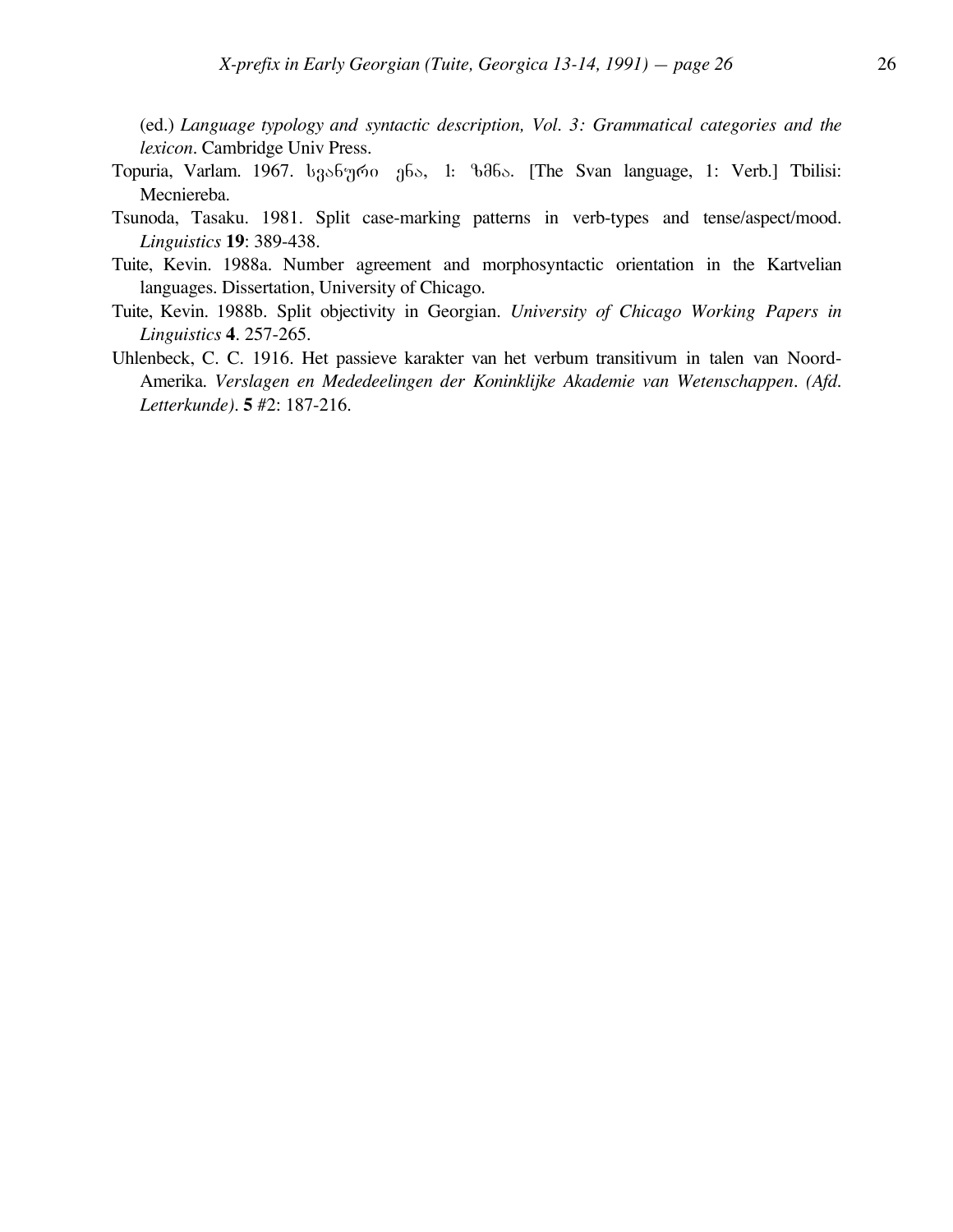(ed.) *Language typology and syntactic description, Vol. 3: Grammatical categories and the lexicon*. Cambridge Univ Press.

Topuria, Varlam. 1967. სვანური ენა, 1: ზმნა. [The Svan language, 1: Verb.] Tbilisi: Mecniereba.

Tsunoda, Tasaku. 1981. Split case-marking patterns in verb-types and tense/aspect/mood. *Linguistics* **19**: 389-438.

Tuite, Kevin. 1988a. Number agreement and morphosyntactic orientation in the Kartvelian languages. Dissertation, University of Chicago.

Tuite, Kevin. 1988b. Split objectivity in Georgian. *University of Chicago Working Papers in Linguistics* **4**. 257-265.

Uhlenbeck, C. C. 1916. Het passieve karakter van het verbum transitivum in talen van Noord-Amerika. *Verslagen en Mededeelingen der Koninklijke Akademie van Wetenschappen*. *(Afd. Letterkunde)*. **5** #2: 187-216.